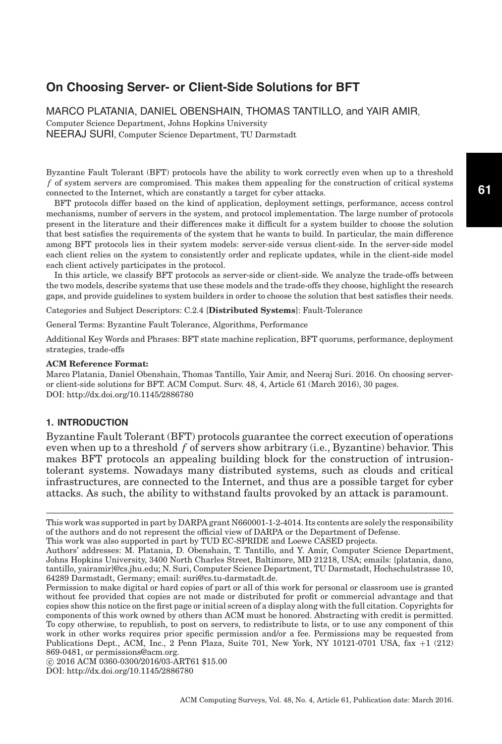# On Choosing Server- or Client-Side Solutions for BFT

MARCO PLATANIA, DANIEL OBENSHAIN, THOMAS TANTILLO, and YAIR AMIR,
Computer Science Department, Johns Hopkins University
NEERAJ SURI, Computer Science Department, TU Darmstadt

Byzantine Fault Tolerant (BFT) protocols have the ability to work correctly even when up to a threshold $f$ of system servers are compromised. This makes them appealing for the construction of critical systems connected to the Internet, which are constantly a target for cyber attacks.

BFT protocols differ based on the kind of application, deployment settings, performance, access control mechanisms, number of servers in the system, and protocol implementation. The large number of protocols present in the literature and their differences make it difficult for a system builder to choose the solution that best satisfies the requirements of the system that he wants to build. In particular, the main difference among BFT protocols lies in their system models: server-side versus client-side. In the server-side model each client relies on the system to consistently order and replicate updates, while in the client-side model each client actively participates in the protocol.

In this article, we classify BFT protocols as server-side or client-side. We analyze the trade-offs between the two models, describe systems that use these models and the trade-offs they choose, highlight the research gaps, and provide guidelines to system builders in order to choose the solution that best satisfies their needs.

Categories and Subject Descriptors: C.2.4 [**Distributed Systems**]: Fault-Tolerance

General Terms: Byzantine Fault Tolerance, Algorithms, Performance

Additional Key Words and Phrases: BFT state machine replication, BFT quorums, performance, deployment strategies, trade-offs

**ACM Reference Format:**
Marco Platania, Daniel Obenshain, Thomas Tantillo, Yair Amir, and Neeraj Suri. 2016. On choosing server- or client-side solutions for BFT. ACM Comput. Surv. 48, 4, Article 61 (March 2016), 30 pages.
DOI: http://dx.doi.org/10.1145/2886780

## 1. INTRODUCTION

Byzantine Fault Tolerant (BFT) protocols guarantee the correct execution of operations even when up to a threshold $f$ of servers show arbitrary (i.e., Byzantine) behavior. This makes BFT protocols an appealing building block for the construction of intrusion-tolerant systems. Nowadays many distributed systems, such as clouds and critical infrastructures, are connected to the Internet, and thus are a possible target for cyber attacks. As such, the ability to withstand faults provoked by an attack is paramount.

---

This work was supported in part by DARPA grant N660001-1-2-4014. Its contents are solely the responsibility of the authors and do not represent the official view of DARPA or the Department of Defense.
This work was also supported in part by TUD EC-SPRIDE and Loewe CASED projects.
Authors' addresses: M. Platania, D. Obenshain, T. Tantillo, and Y. Amir, Computer Science Department, Johns Hopkins University, 3400 North Charles Street, Baltimore, MD 21218, USA; emails: {platania, dano, tantillo, yairamir}@cs.jhu.edu; N. Suri, Computer Science Department, TU Darmstadt, Hochschulstrasse 10, 64289 Darmstadt, Germany; email: suri@cs.tu-darmstadt.de.
Permission to make digital or hard copies of part or all of this work for personal or classroom use is granted without fee provided that copies are not made or distributed for profit or commercial advantage and that copies show this notice on the first page or initial screen of a display along with the full citation. Copyrights for components of this work owned by others than ACM must be honored. Abstracting with credit is permitted. To copy otherwise, to republish, to post on servers, to redistribute to lists, or to use any component of this work in other works requires prior specific permission and/or a fee. Permissions may be requested from Publications Dept., ACM, Inc., 2 Penn Plaza, Suite 701, New York, NY 10121-0701 USA, fax +1 (212) 869-0481, or permissions@acm.org.
© 2016 ACM 0360-0300/2016/03-ART61 $15.00
DOI: http://dx.doi.org/10.1145/2886780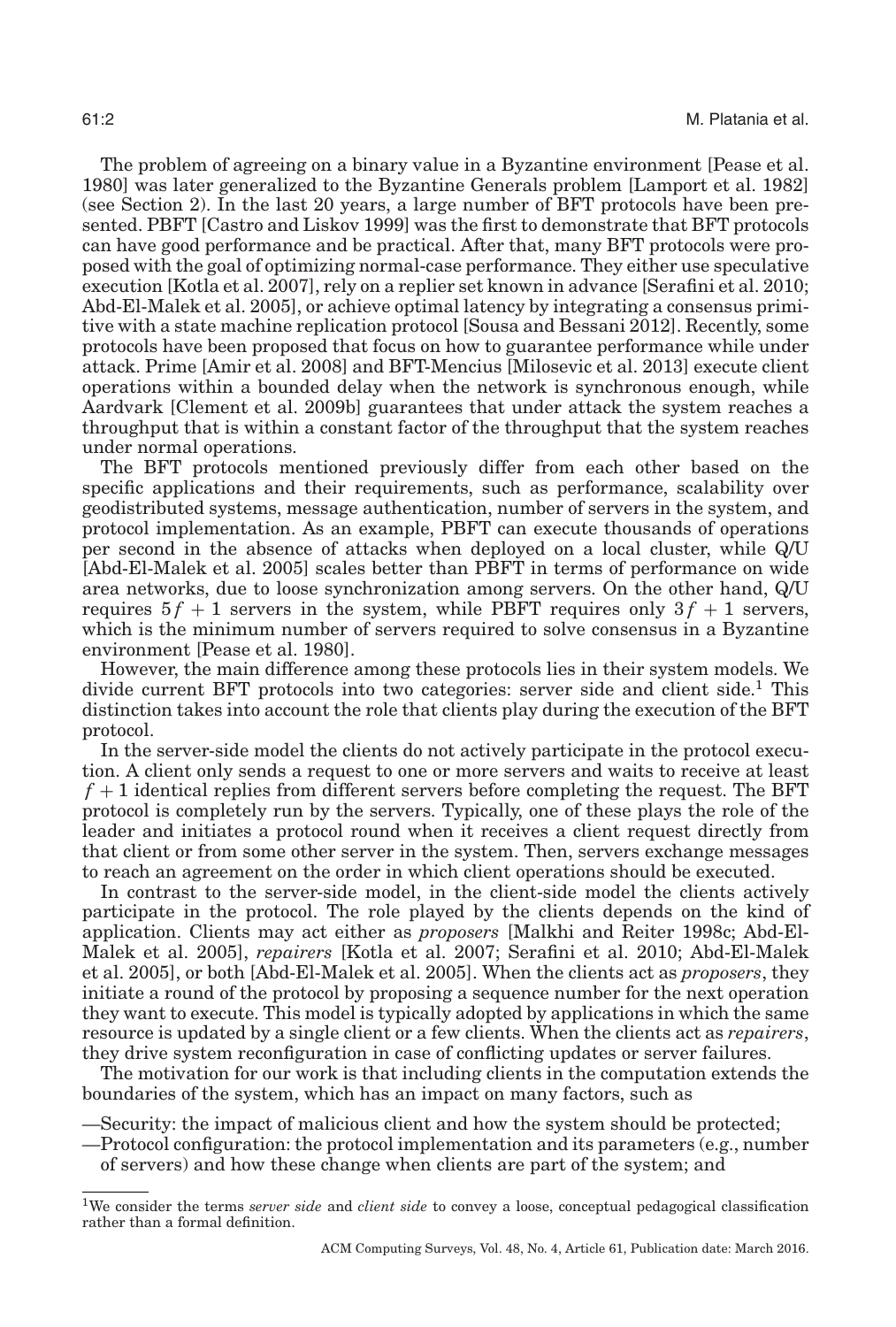The problem of agreeing on a binary value in a Byzantine environment [Pease et al. 1980] was later generalized to the Byzantine Generals problem [Lamport et al. 1982] (see Section 2). In the last 20 years, a large number of BFT protocols have been presented. PBFT [Castro and Liskov 1999] was the first to demonstrate that BFT protocols can have good performance and be practical. After that, many BFT protocols were proposed with the goal of optimizing normal-case performance. They either use speculative execution [Kotla et al. 2007], rely on a replier set known in advance [Serafini et al. 2010; Abd-El-Malek et al. 2005], or achieve optimal latency by integrating a consensus primitive with a state machine replication protocol [Sousa and Bessani 2012]. Recently, some protocols have been proposed that focus on how to guarantee performance while under attack. Prime [Amir et al. 2008] and BFT-Mencius [Milosevic et al. 2013] execute client operations within a bounded delay when the network is synchronous enough, while Aardvark [Clement et al. 2009b] guarantees that under attack the system reaches a throughput that is within a constant factor of the throughput that the system reaches under normal operations.

The BFT protocols mentioned previously differ from each other based on the specific applications and their requirements, such as performance, scalability over geodistributed systems, message authentication, number of servers in the system, and protocol implementation. As an example, PBFT can execute thousands of operations per second in the absence of attacks when deployed on a local cluster, while Q/U [Abd-El-Malek et al. 2005] scales better than PBFT in terms of performance on wide area networks, due to loose synchronization among servers. On the other hand, Q/U requires $5f + 1$ servers in the system, while PBFT requires only $3f + 1$ servers, which is the minimum number of servers required to solve consensus in a Byzantine environment [Pease et al. 1980].

However, the main difference among these protocols lies in their system models. We divide current BFT protocols into two categories: server side and client side.[1] This distinction takes into account the role that clients play during the execution of the BFT protocol.

In the server-side model the clients do not actively participate in the protocol execution. A client only sends a request to one or more servers and waits to receive at least $f + 1$ identical replies from different servers before completing the request. The BFT protocol is completely run by the servers. Typically, one of these plays the role of the leader and initiates a protocol round when it receives a client request directly from that client or from some other server in the system. Then, servers exchange messages to reach an agreement on the order in which client operations should be executed.

In contrast to the server-side model, in the client-side model the clients actively participate in the protocol. The role played by the clients depends on the kind of application. Clients may act either as *proposers* [Malkhi and Reiter 1998c; Abd-El-Malek et al. 2005], *repairers* [Kotla et al. 2007; Serafini et al. 2010; Abd-El-Malek et al. 2005], or both [Abd-El-Malek et al. 2005]. When the clients act as *proposers*, they initiate a round of the protocol by proposing a sequence number for the next operation they want to execute. This model is typically adopted by applications in which the same resource is updated by a single client or a few clients. When the clients act as *repairers*, they drive system reconfiguration in case of conflicting updates or server failures.

The motivation for our work is that including clients in the computation extends the boundaries of the system, which has an impact on many factors, such as

—Security: the impact of malicious client and how the system should be protected;

—Protocol configuration: the protocol implementation and its parameters (e.g., number of servers) and how these change when clients are part of the system; and

[1] We consider the terms *server side* and *client side* to convey a loose, conceptual pedagogical classification rather than a formal definition.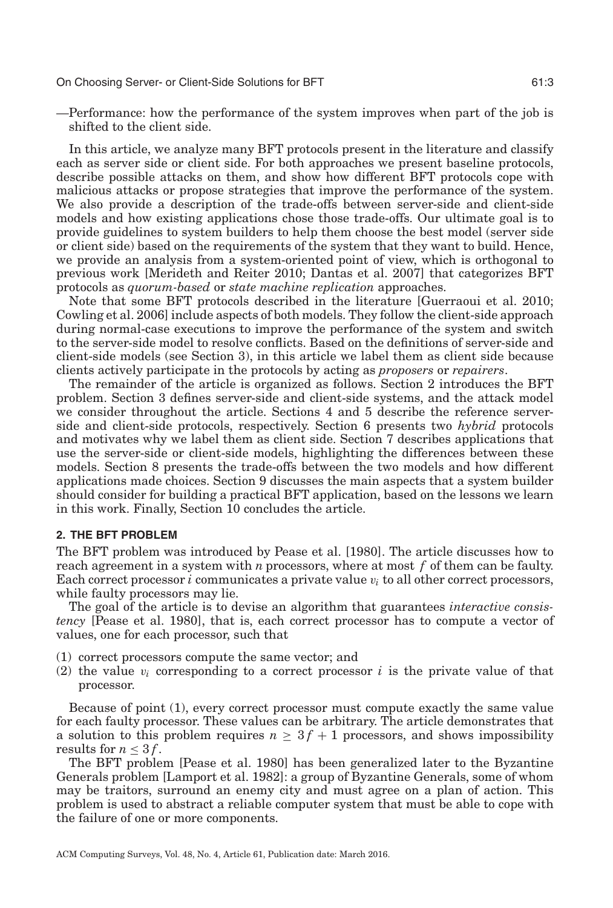—Performance: how the performance of the system improves when part of the job is shifted to the client side.

In this article, we analyze many BFT protocols present in the literature and classify each as server side or client side. For both approaches we present baseline protocols, describe possible attacks on them, and show how different BFT protocols cope with malicious attacks or propose strategies that improve the performance of the system. We also provide a description of the trade-offs between server-side and client-side models and how existing applications chose those trade-offs. Our ultimate goal is to provide guidelines to system builders to help them choose the best model (server side or client side) based on the requirements of the system that they want to build. Hence, we provide an analysis from a system-oriented point of view, which is orthogonal to previous work [Merideth and Reiter 2010; Dantas et al. 2007] that categorizes BFT protocols as *quorum-based* or *state machine replication* approaches.

Note that some BFT protocols described in the literature [Guerraoui et al. 2010; Cowling et al. 2006] include aspects of both models. They follow the client-side approach during normal-case executions to improve the performance of the system and switch to the server-side model to resolve conflicts. Based on the definitions of server-side and client-side models (see Section 3), in this article we label them as client side because clients actively participate in the protocols by acting as *proposers* or *repairers*.

The remainder of the article is organized as follows. Section 2 introduces the BFT problem. Section 3 defines server-side and client-side systems, and the attack model we consider throughout the article. Sections 4 and 5 describe the reference server-side and client-side protocols, respectively. Section 6 presents two *hybrid* protocols and motivates why we label them as client side. Section 7 describes applications that use the server-side or client-side models, highlighting the differences between these models. Section 8 presents the trade-offs between the two models and how different applications made choices. Section 9 discusses the main aspects that a system builder should consider for building a practical BFT application, based on the lessons we learn in this work. Finally, Section 10 concludes the article.

## 2. THE BFT PROBLEM

The BFT problem was introduced by Pease et al. [1980]. The article discusses how to reach agreement in a system with $n$ processors, where at most $f$ of them can be faulty. Each correct processor $i$ communicates a private value $v_i$ to all other correct processors, while faulty processors may lie.

The goal of the article is to devise an algorithm that guarantees *interactive consistency* [Pease et al. 1980], that is, each correct processor has to compute a vector of values, one for each processor, such that

(1) correct processors compute the same vector; and
(2) the value $v_i$ corresponding to a correct processor $i$ is the private value of that processor.

Because of point (1), every correct processor must compute exactly the same value for each faulty processor. These values can be arbitrary. The article demonstrates that a solution to this problem requires $n \geq 3f + 1$ processors, and shows impossibility results for $n \leq 3f$.

The BFT problem [Pease et al. 1980] has been generalized later to the Byzantine Generals problem [Lamport et al. 1982]: a group of Byzantine Generals, some of whom may be traitors, surround an enemy city and must agree on a plan of action. This problem is used to abstract a reliable computer system that must be able to cope with the failure of one or more components.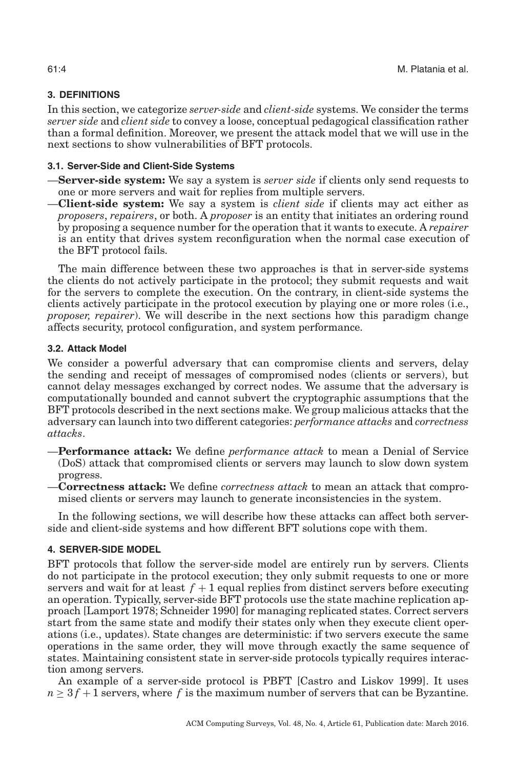## 3. DEFINITIONS

In this section, we categorize *server-side* and *client-side* systems. We consider the terms *server side* and *client side* to convey a loose, conceptual pedagogical classification rather than a formal definition. Moreover, we present the attack model that we will use in the next sections to show vulnerabilities of BFT protocols.

### 3.1. Server-Side and Client-Side Systems

—**Server-side system:** We say a system is *server side* if clients only send requests to one or more servers and wait for replies from multiple servers.

—**Client-side system:** We say a system is *client side* if clients may act either as *proposers*, *repairers*, or both. A *proposer* is an entity that initiates an ordering round by proposing a sequence number for the operation that it wants to execute. A *repairer* is an entity that drives system reconfiguration when the normal case execution of the BFT protocol fails.

The main difference between these two approaches is that in server-side systems the clients do not actively participate in the protocol; they submit requests and wait for the servers to complete the execution. On the contrary, in client-side systems the clients actively participate in the protocol execution by playing one or more roles (i.e., *proposer, repairer*). We will describe in the next sections how this paradigm change affects security, protocol configuration, and system performance.

### 3.2. Attack Model

We consider a powerful adversary that can compromise clients and servers, delay the sending and receipt of messages of compromised nodes (clients or servers), but cannot delay messages exchanged by correct nodes. We assume that the adversary is computationally bounded and cannot subvert the cryptographic assumptions that the BFT protocols described in the next sections make. We group malicious attacks that the adversary can launch into two different categories: *performance attacks* and *correctness attacks*.

—**Performance attack:** We define *performance attack* to mean a Denial of Service (DoS) attack that compromised clients or servers may launch to slow down system progress.

—**Correctness attack:** We define *correctness attack* to mean an attack that compromised clients or servers may launch to generate inconsistencies in the system.

In the following sections, we will describe how these attacks can affect both server-side and client-side systems and how different BFT solutions cope with them.

## 4. SERVER-SIDE MODEL

BFT protocols that follow the server-side model are entirely run by servers. Clients do not participate in the protocol execution; they only submit requests to one or more servers and wait for at least $f + 1$ equal replies from distinct servers before executing an operation. Typically, server-side BFT protocols use the state machine replication approach [Lamport 1978; Schneider 1990] for managing replicated states. Correct servers start from the same state and modify their states only when they execute client operations (i.e., updates). State changes are deterministic: if two servers execute the same operations in the same order, they will move through exactly the same sequence of states. Maintaining consistent state in server-side protocols typically requires interaction among servers.

An example of a server-side protocol is PBFT [Castro and Liskov 1999]. It uses $n \geq 3f + 1$ servers, where $f$ is the maximum number of servers that can be Byzantine.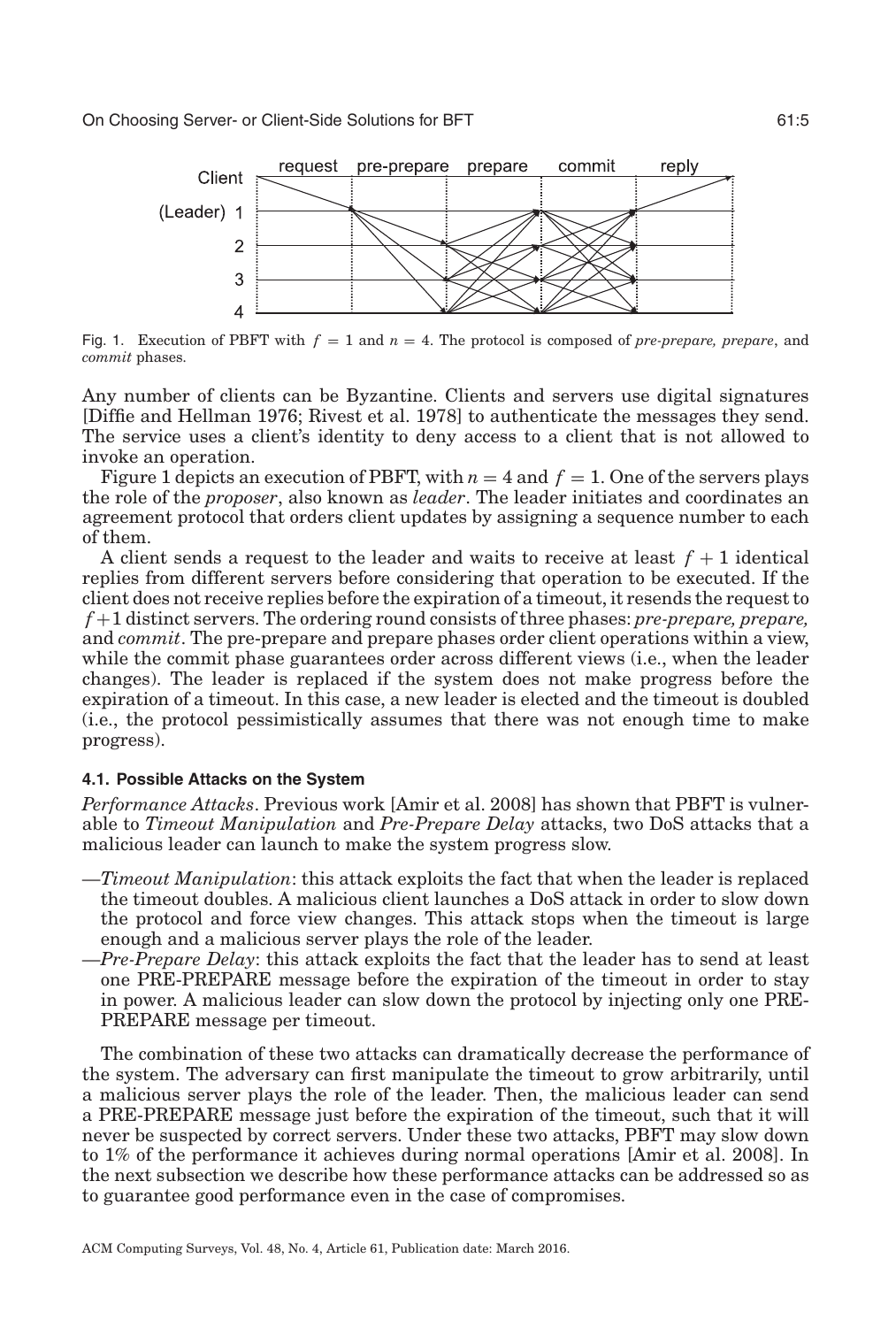Client

request pre-prepare prepare commit reply

(Leader) 1

2

3

4

Fig. 1. Execution of PBFT with $f = 1$ and $n = 4$. The protocol is composed of *pre-prepare, prepare*, and *commit* phases.

Any number of clients can be Byzantine. Clients and servers use digital signatures [Diffie and Hellman 1976; Rivest et al. 1978] to authenticate the messages they send. The service uses a client's identity to deny access to a client that is not allowed to invoke an operation.

Figure 1 depicts an execution of PBFT, with $n = 4$ and $f = 1$. One of the servers plays the role of the *proposer*, also known as *leader*. The leader initiates and coordinates an agreement protocol that orders client updates by assigning a sequence number to each of them.

A client sends a request to the leader and waits to receive at least $f + 1$ identical replies from different servers before considering that operation to be executed. If the client does not receive replies before the expiration of a timeout, it resends the request to $f+1$ distinct servers. The ordering round consists of three phases: *pre-prepare, prepare,* and *commit*. The pre-prepare and prepare phases order client operations within a view, while the commit phase guarantees order across different views (i.e., when the leader changes). The leader is replaced if the system does not make progress before the expiration of a timeout. In this case, a new leader is elected and the timeout is doubled (i.e., the protocol pessimistically assumes that there was not enough time to make progress).

### 4.1. Possible Attacks on the System

*Performance Attacks*. Previous work [Amir et al. 2008] has shown that PBFT is vulnerable to *Timeout Manipulation* and *Pre-Prepare Delay* attacks, two DoS attacks that a malicious leader can launch to make the system progress slow.

—*Timeout Manipulation*: this attack exploits the fact that when the leader is replaced the timeout doubles. A malicious client launches a DoS attack in order to slow down the protocol and force view changes. This attack stops when the timeout is large enough and a malicious server plays the role of the leader.

—*Pre-Prepare Delay*: this attack exploits the fact that the leader has to send at least one PRE-PREPARE message before the expiration of the timeout in order to stay in power. A malicious leader can slow down the protocol by injecting only one PRE-PREPARE message per timeout.

The combination of these two attacks can dramatically decrease the performance of the system. The adversary can first manipulate the timeout to grow arbitrarily, until a malicious server plays the role of the leader. Then, the malicious leader can send a PRE-PREPARE message just before the expiration of the timeout, such that it will never be suspected by correct servers. Under these two attacks, PBFT may slow down to 1% of the performance it achieves during normal operations [Amir et al. 2008]. In the next subsection we describe how these performance attacks can be addressed so as to guarantee good performance even in the case of compromises.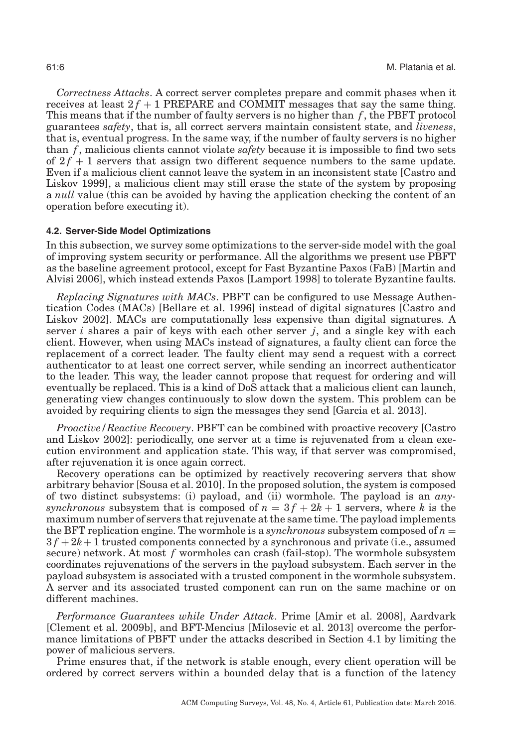*Correctness Attacks*. A correct server completes prepare and commit phases when it receives at least $2f + 1$ PREPARE and COMMIT messages that say the same thing. This means that if the number of faulty servers is no higher than $f$, the PBFT protocol guarantees *safety*, that is, all correct servers maintain consistent state, and *liveness*, that is, eventual progress. In the same way, if the number of faulty servers is no higher than $f$, malicious clients cannot violate *safety* because it is impossible to find two sets of $2f + 1$ servers that assign two different sequence numbers to the same update. Even if a malicious client cannot leave the system in an inconsistent state [Castro and Liskov 1999], a malicious client may still erase the state of the system by proposing a *null* value (this can be avoided by having the application checking the content of an operation before executing it).

### 4.2. Server-Side Model Optimizations

In this subsection, we survey some optimizations to the server-side model with the goal of improving system security or performance. All the algorithms we present use PBFT as the baseline agreement protocol, except for Fast Byzantine Paxos (FaB) [Martin and Alvisi 2006], which instead extends Paxos [Lamport 1998] to tolerate Byzantine faults.

*Replacing Signatures with MACs*. PBFT can be configured to use Message Authentication Codes (MACs) [Bellare et al. 1996] instead of digital signatures [Castro and Liskov 2002]. MACs are computationally less expensive than digital signatures. A server $i$ shares a pair of keys with each other server $j$, and a single key with each client. However, when using MACs instead of signatures, a faulty client can force the replacement of a correct leader. The faulty client may send a request with a correct authenticator to at least one correct server, while sending an incorrect authenticator to the leader. This way, the leader cannot propose that request for ordering and will eventually be replaced. This is a kind of DoS attack that a malicious client can launch, generating view changes continuously to slow down the system. This problem can be avoided by requiring clients to sign the messages they send [Garcia et al. 2013].

*Proactive/Reactive Recovery*. PBFT can be combined with proactive recovery [Castro and Liskov 2002]: periodically, one server at a time is rejuvenated from a clean execution environment and application state. This way, if that server was compromised, after rejuvenation it is once again correct.

Recovery operations can be optimized by reactively recovering servers that show arbitrary behavior [Sousa et al. 2010]. In the proposed solution, the system is composed of two distinct subsystems: (i) payload, and (ii) wormhole. The payload is an *any-synchronous* subsystem that is composed of $n = 3f + 2k + 1$ servers, where $k$ is the maximum number of servers that rejuvenate at the same time. The payload implements the BFT replication engine. The wormhole is a *synchronous* subsystem composed of $n = 3f + 2k + 1$ trusted components connected by a synchronous and private (i.e., assumed secure) network. At most $f$ wormholes can crash (fail-stop). The wormhole subsystem coordinates rejuvenations of the servers in the payload subsystem. Each server in the payload subsystem is associated with a trusted component in the wormhole subsystem. A server and its associated trusted component can run on the same machine or on different machines.

*Performance Guarantees while Under Attack*. Prime [Amir et al. 2008], Aardvark [Clement et al. 2009b], and BFT-Mencius [Milosevic et al. 2013] overcome the performance limitations of PBFT under the attacks described in Section 4.1 by limiting the power of malicious servers.

Prime ensures that, if the network is stable enough, every client operation will be ordered by correct servers within a bounded delay that is a function of the latency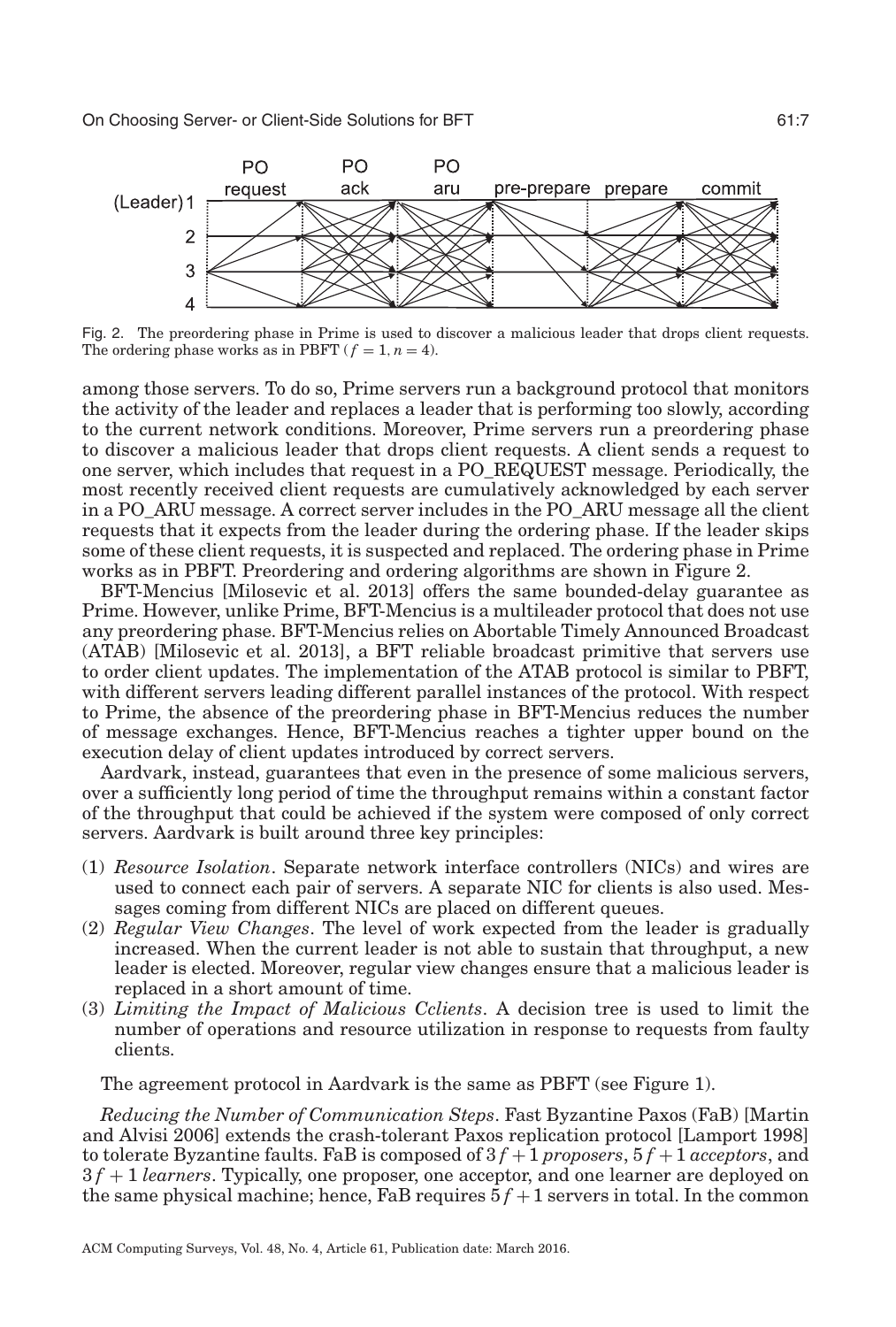Fig. 2. The preordering phase in Prime is used to discover a malicious leader that drops client requests. The ordering phase works as in PBFT ($f = 1, n = 4$).

among those servers. To do so, Prime servers run a background protocol that monitors the activity of the leader and replaces a leader that is performing too slowly, according to the current network conditions. Moreover, Prime servers run a preordering phase to discover a malicious leader that drops client requests. A client sends a request to one server, which includes that request in a PO_REQUEST message. Periodically, the most recently received client requests are cumulatively acknowledged by each server in a PO_ARU message. A correct server includes in the PO_ARU message all the client requests that it expects from the leader during the ordering phase. If the leader skips some of these client requests, it is suspected and replaced. The ordering phase in Prime works as in PBFT. Preordering and ordering algorithms are shown in Figure 2.

BFT-Mencius [Milosevic et al. 2013] offers the same bounded-delay guarantee as Prime. However, unlike Prime, BFT-Mencius is a multileader protocol that does not use any preordering phase. BFT-Mencius relies on Abortable Timely Announced Broadcast (ATAB) [Milosevic et al. 2013], a BFT reliable broadcast primitive that servers use to order client updates. The implementation of the ATAB protocol is similar to PBFT, with different servers leading different parallel instances of the protocol. With respect to Prime, the absence of the preordering phase in BFT-Mencius reduces the number of message exchanges. Hence, BFT-Mencius reaches a tighter upper bound on the execution delay of client updates introduced by correct servers.

Aardvark, instead, guarantees that even in the presence of some malicious servers, over a sufficiently long period of time the throughput remains within a constant factor of the throughput that could be achieved if the system were composed of only correct servers. Aardvark is built around three key principles:

(1) *Resource Isolation*. Separate network interface controllers (NICs) and wires are used to connect each pair of servers. A separate NIC for clients is also used. Messages coming from different NICs are placed on different queues.
(2) *Regular View Changes*. The level of work expected from the leader is gradually increased. When the current leader is not able to sustain that throughput, a new leader is elected. Moreover, regular view changes ensure that a malicious leader is replaced in a short amount of time.
(3) *Limiting the Impact of Malicious Cclients*. A decision tree is used to limit the number of operations and resource utilization in response to requests from faulty clients.

The agreement protocol in Aardvark is the same as PBFT (see Figure 1).

*Reducing the Number of Communication Steps*. Fast Byzantine Paxos (FaB) [Martin and Alvisi 2006] extends the crash-tolerant Paxos replication protocol [Lamport 1998] to tolerate Byzantine faults. FaB is composed of $3f+1$ *proposers*, $5f+1$ *acceptors*, and $3f+1$ *learners*. Typically, one proposer, one acceptor, and one learner are deployed on the same physical machine; hence, FaB requires $5f+1$ servers in total. In the common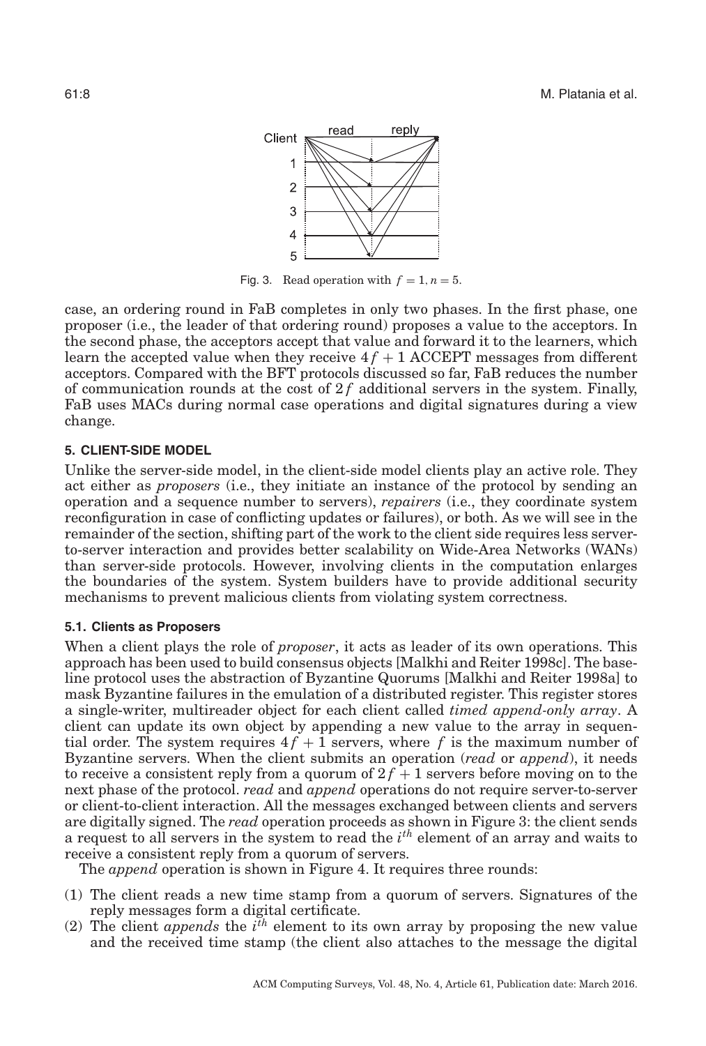Fig. 3. Read operation with $f = 1, n = 5$.

case, an ordering round in FaB completes in only two phases. In the first phase, one proposer (i.e., the leader of that ordering round) proposes a value to the acceptors. In the second phase, the acceptors accept that value and forward it to the learners, which learn the accepted value when they receive $4f + 1$ ACCEPT messages from different acceptors. Compared with the BFT protocols discussed so far, FaB reduces the number of communication rounds at the cost of $2f$ additional servers in the system. Finally, FaB uses MACs during normal case operations and digital signatures during a view change.

## 5. CLIENT-SIDE MODEL

Unlike the server-side model, in the client-side model clients play an active role. They act either as *proposers* (i.e., they initiate an instance of the protocol by sending an operation and a sequence number to servers), *repairers* (i.e., they coordinate system reconfiguration in case of conflicting updates or failures), or both. As we will see in the remainder of the section, shifting part of the work to the client side requires less server-to-server interaction and provides better scalability on Wide-Area Networks (WANs) than server-side protocols. However, involving clients in the computation enlarges the boundaries of the system. System builders have to provide additional security mechanisms to prevent malicious clients from violating system correctness.

### 5.1. Clients as Proposers

When a client plays the role of *proposer*, it acts as leader of its own operations. This approach has been used to build consensus objects [Malkhi and Reiter 1998c]. The baseline protocol uses the abstraction of Byzantine Quorums [Malkhi and Reiter 1998a] to mask Byzantine failures in the emulation of a distributed register. This register stores a single-writer, multireader object for each client called *timed append-only array*. A client can update its own object by appending a new value to the array in sequential order. The system requires $4f + 1$ servers, where $f$ is the maximum number of Byzantine servers. When the client submits an operation (*read* or *append*), it needs to receive a consistent reply from a quorum of $2f + 1$ servers before moving on to the next phase of the protocol. *read* and *append* operations do not require server-to-server or client-to-client interaction. All the messages exchanged between clients and servers are digitally signed. The *read* operation proceeds as shown in Figure 3: the client sends a request to all servers in the system to read the $i^{th}$ element of an array and waits to receive a consistent reply from a quorum of servers.

The *append* operation is shown in Figure 4. It requires three rounds:

(1) The client reads a new time stamp from a quorum of servers. Signatures of the reply messages form a digital certificate.
(2) The client *appends* the $i^{th}$ element to its own array by proposing the new value and the received time stamp (the client also attaches to the message the digital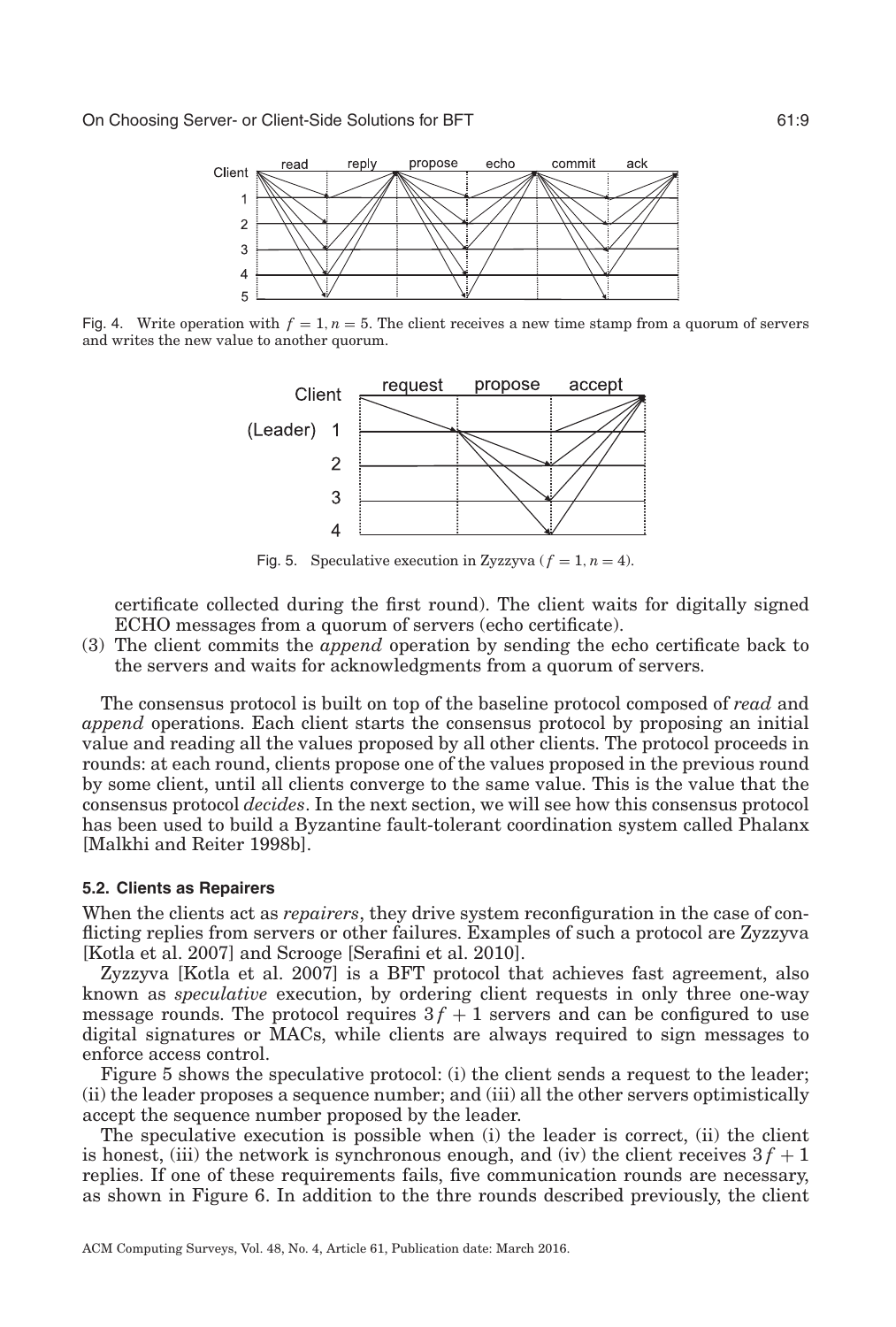Fig. 4. Write operation with $f = 1, n = 5$. The client receives a new time stamp from a quorum of servers and writes the new value to another quorum.

Fig. 5. Speculative execution in Zyzzyva ($f = 1, n = 4$).

certificate collected during the first round). The client waits for digitally signed ECHO messages from a quorum of servers (echo certificate).

(3) The client commits the *append* operation by sending the echo certificate back to the servers and waits for acknowledgments from a quorum of servers.

The consensus protocol is built on top of the baseline protocol composed of *read* and *append* operations. Each client starts the consensus protocol by proposing an initial value and reading all the values proposed by all other clients. The protocol proceeds in rounds: at each round, clients propose one of the values proposed in the previous round by some client, until all clients converge to the same value. This is the value that the consensus protocol *decides*. In the next section, we will see how this consensus protocol has been used to build a Byzantine fault-tolerant coordination system called Phalanx [Malkhi and Reiter 1998b].

### 5.2. Clients as Repairers

When the clients act as *repairers*, they drive system reconfiguration in the case of conflicting replies from servers or other failures. Examples of such a protocol are Zyzzyva [Kotla et al. 2007] and Scrooge [Serafini et al. 2010].

Zyzzyva [Kotla et al. 2007] is a BFT protocol that achieves fast agreement, also known as *speculative* execution, by ordering client requests in only three one-way message rounds. The protocol requires $3f + 1$ servers and can be configured to use digital signatures or MACs, while clients are always required to sign messages to enforce access control.

Figure 5 shows the speculative protocol: (i) the client sends a request to the leader; (ii) the leader proposes a sequence number; and (iii) all the other servers optimistically accept the sequence number proposed by the leader.

The speculative execution is possible when (i) the leader is correct, (ii) the client is honest, (iii) the network is synchronous enough, and (iv) the client receives $3f + 1$ replies. If one of these requirements fails, five communication rounds are necessary, as shown in Figure 6. In addition to the thre rounds described previously, the client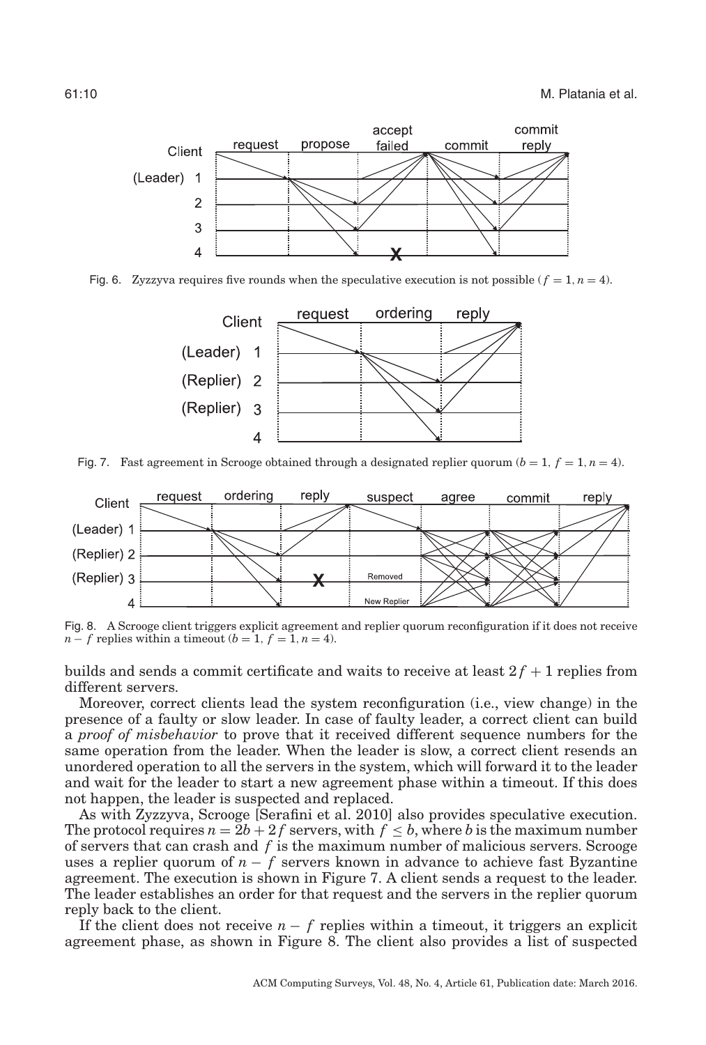Fig. 6. Zyzzyva requires five rounds when the speculative execution is not possible ($f = 1, n = 4$).

Fig. 7. Fast agreement in Scrooge obtained through a designated replier quorum ($b = 1,\ f = 1, n = 4$).

Fig. 8. A Scrooge client triggers explicit agreement and replier quorum reconfiguration if it does not receive $n - f$ replies within a timeout ($b = 1,\ f = 1, n = 4$).

builds and sends a commit certificate and waits to receive at least $2f + 1$ replies from different servers.

Moreover, correct clients lead the system reconfiguration (i.e., view change) in the presence of a faulty or slow leader. In case of faulty leader, a correct client can build a *proof of misbehavior* to prove that it received different sequence numbers for the same operation from the leader. When the leader is slow, a correct client resends an unordered operation to all the servers in the system, which will forward it to the leader and wait for the leader to start a new agreement phase within a timeout. If this does not happen, the leader is suspected and replaced.

As with Zyzzyva, Scrooge [Serafini et al. 2010] also provides speculative execution. The protocol requires $n = 2b + 2f$ servers, with $f \leq b$, where $b$ is the maximum number of servers that can crash and $f$ is the maximum number of malicious servers. Scrooge uses a replier quorum of $n - f$ servers known in advance to achieve fast Byzantine agreement. The execution is shown in Figure 7. A client sends a request to the leader. The leader establishes an order for that request and the servers in the replier quorum reply back to the client.

If the client does not receive $n - f$ replies within a timeout, it triggers an explicit agreement phase, as shown in Figure 8. The client also provides a list of suspected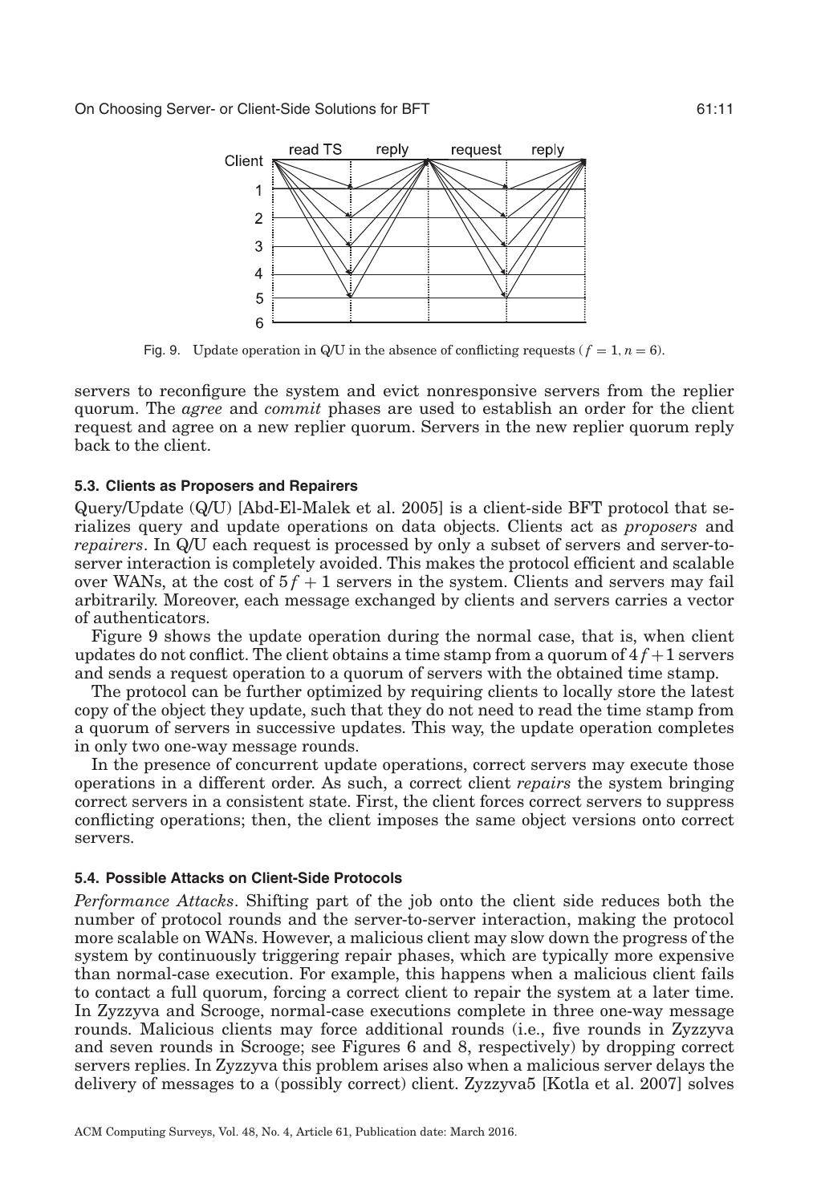Fig. 9. Update operation in Q/U in the absence of conflicting requests ($f = 1, n = 6$).

servers to reconfigure the system and evict nonresponsive servers from the replier quorum. The *agree* and *commit* phases are used to establish an order for the client request and agree on a new replier quorum. Servers in the new replier quorum reply back to the client.

### 5.3. Clients as Proposers and Repairers

Query/Update (Q/U) [Abd-El-Malek et al. 2005] is a client-side BFT protocol that serializes query and update operations on data objects. Clients act as *proposers* and *repairers*. In Q/U each request is processed by only a subset of servers and server-to-server interaction is completely avoided. This makes the protocol efficient and scalable over WANs, at the cost of $5f + 1$ servers in the system. Clients and servers may fail arbitrarily. Moreover, each message exchanged by clients and servers carries a vector of authenticators.

Figure 9 shows the update operation during the normal case, that is, when client updates do not conflict. The client obtains a time stamp from a quorum of $4f+1$ servers and sends a request operation to a quorum of servers with the obtained time stamp.

The protocol can be further optimized by requiring clients to locally store the latest copy of the object they update, such that they do not need to read the time stamp from a quorum of servers in successive updates. This way, the update operation completes in only two one-way message rounds.

In the presence of concurrent update operations, correct servers may execute those operations in a different order. As such, a correct client *repairs* the system bringing correct servers in a consistent state. First, the client forces correct servers to suppress conflicting operations; then, the client imposes the same object versions onto correct servers.

### 5.4. Possible Attacks on Client-Side Protocols

*Performance Attacks*. Shifting part of the job onto the client side reduces both the number of protocol rounds and the server-to-server interaction, making the protocol more scalable on WANs. However, a malicious client may slow down the progress of the system by continuously triggering repair phases, which are typically more expensive than normal-case execution. For example, this happens when a malicious client fails to contact a full quorum, forcing a correct client to repair the system at a later time. In Zyzzyva and Scrooge, normal-case executions complete in three one-way message rounds. Malicious clients may force additional rounds (i.e., five rounds in Zyzzyva and seven rounds in Scrooge; see Figures 6 and 8, respectively) by dropping correct servers replies. In Zyzzyva this problem arises also when a malicious server delays the delivery of messages to a (possibly correct) client. Zyzzyva5 [Kotla et al. 2007] solves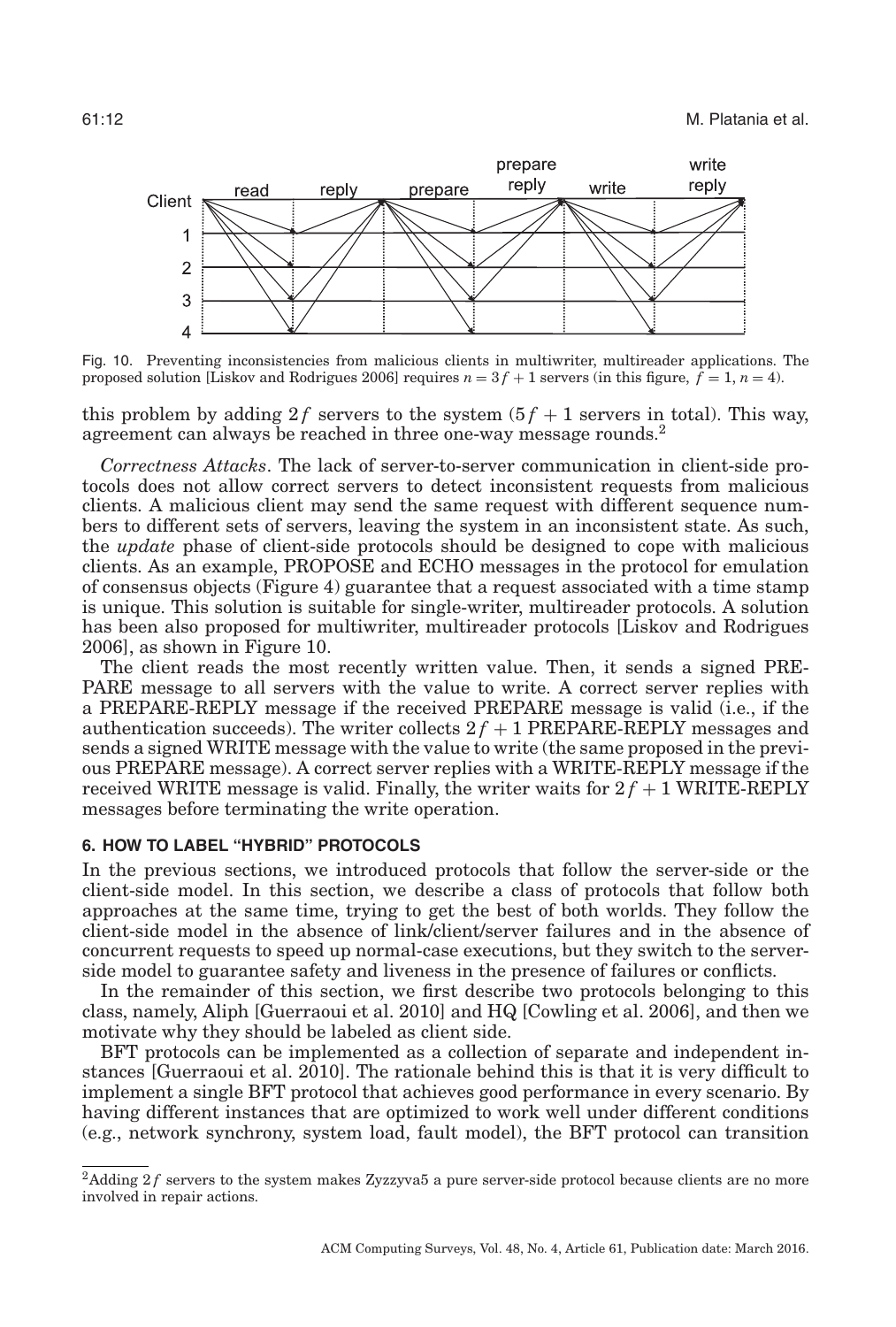Fig. 10. Preventing inconsistencies from malicious clients in multiwriter, multireader applications. The proposed solution [Liskov and Rodrigues 2006] requires $n = 3f + 1$ servers (in this figure, $f = 1$, $n = 4$).

this problem by adding $2f$ servers to the system ($5f + 1$ servers in total). This way, agreement can always be reached in three one-way message rounds.[2]

*Correctness Attacks*. The lack of server-to-server communication in client-side protocols does not allow correct servers to detect inconsistent requests from malicious clients. A malicious client may send the same request with different sequence numbers to different sets of servers, leaving the system in an inconsistent state. As such, the *update* phase of client-side protocols should be designed to cope with malicious clients. As an example, PROPOSE and ECHO messages in the protocol for emulation of consensus objects (Figure 4) guarantee that a request associated with a time stamp is unique. This solution is suitable for single-writer, multireader protocols. A solution has been also proposed for multiwriter, multireader protocols [Liskov and Rodrigues 2006], as shown in Figure 10.

The client reads the most recently written value. Then, it sends a signed PREPARE message to all servers with the value to write. A correct server replies with a PREPARE-REPLY message if the received PREPARE message is valid (i.e., if the authentication succeeds). The writer collects $2f + 1$ PREPARE-REPLY messages and sends a signed WRITE message with the value to write (the same proposed in the previous PREPARE message). A correct server replies with a WRITE-REPLY message if the received WRITE message is valid. Finally, the writer waits for $2f + 1$ WRITE-REPLY messages before terminating the write operation.

## 6. HOW TO LABEL "HYBRID" PROTOCOLS

In the previous sections, we introduced protocols that follow the server-side or the client-side model. In this section, we describe a class of protocols that follow both approaches at the same time, trying to get the best of both worlds. They follow the client-side model in the absence of link/client/server failures and in the absence of concurrent requests to speed up normal-case executions, but they switch to the server-side model to guarantee safety and liveness in the presence of failures or conflicts.

In the remainder of this section, we first describe two protocols belonging to this class, namely, Aliph [Guerraoui et al. 2010] and HQ [Cowling et al. 2006], and then we motivate why they should be labeled as client side.

BFT protocols can be implemented as a collection of separate and independent instances [Guerraoui et al. 2010]. The rationale behind this is that it is very difficult to implement a single BFT protocol that achieves good performance in every scenario. By having different instances that are optimized to work well under different conditions (e.g., network synchrony, system load, fault model), the BFT protocol can transition

[2] Adding $2f$ servers to the system makes Zyzzyva5 a pure server-side protocol because clients are no more involved in repair actions.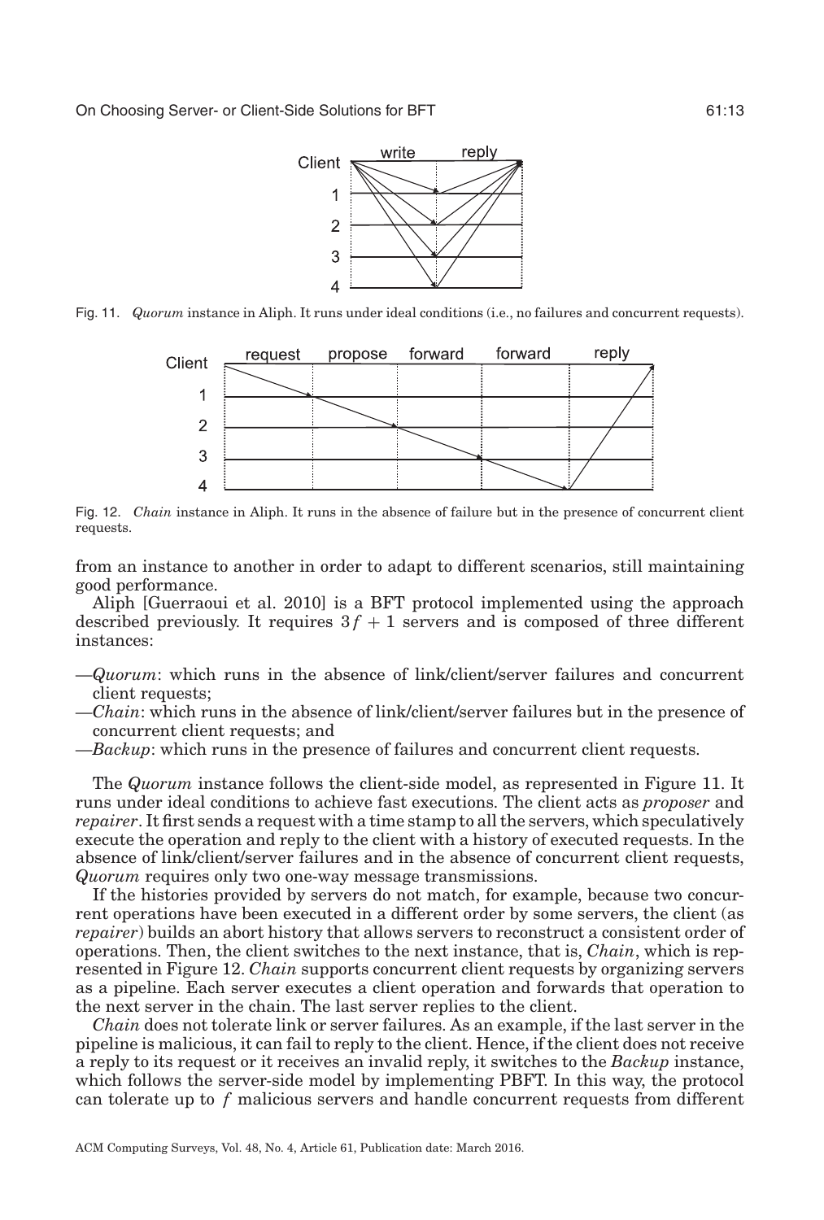Fig. 11. *Quorum* instance in Aliph. It runs under ideal conditions (i.e., no failures and concurrent requests).

Fig. 12. *Chain* instance in Aliph. It runs in the absence of failure but in the presence of concurrent client requests.

from an instance to another in order to adapt to different scenarios, still maintaining good performance.

Aliph [Guerraoui et al. 2010] is a BFT protocol implemented using the approach described previously. It requires $3f + 1$ servers and is composed of three different instances:

—*Quorum*: which runs in the absence of link/client/server failures and concurrent client requests;
—*Chain*: which runs in the absence of link/client/server failures but in the presence of concurrent client requests; and
—*Backup*: which runs in the presence of failures and concurrent client requests.

The *Quorum* instance follows the client-side model, as represented in Figure 11. It runs under ideal conditions to achieve fast executions. The client acts as *proposer* and *repairer*. It first sends a request with a time stamp to all the servers, which speculatively execute the operation and reply to the client with a history of executed requests. In the absence of link/client/server failures and in the absence of concurrent client requests, *Quorum* requires only two one-way message transmissions.

If the histories provided by servers do not match, for example, because two concurrent operations have been executed in a different order by some servers, the client (as *repairer*) builds an abort history that allows servers to reconstruct a consistent order of operations. Then, the client switches to the next instance, that is, *Chain*, which is represented in Figure 12. *Chain* supports concurrent client requests by organizing servers as a pipeline. Each server executes a client operation and forwards that operation to the next server in the chain. The last server replies to the client.

*Chain* does not tolerate link or server failures. As an example, if the last server in the pipeline is malicious, it can fail to reply to the client. Hence, if the client does not receive a reply to its request or it receives an invalid reply, it switches to the *Backup* instance, which follows the server-side model by implementing PBFT. In this way, the protocol can tolerate up to $f$ malicious servers and handle concurrent requests from different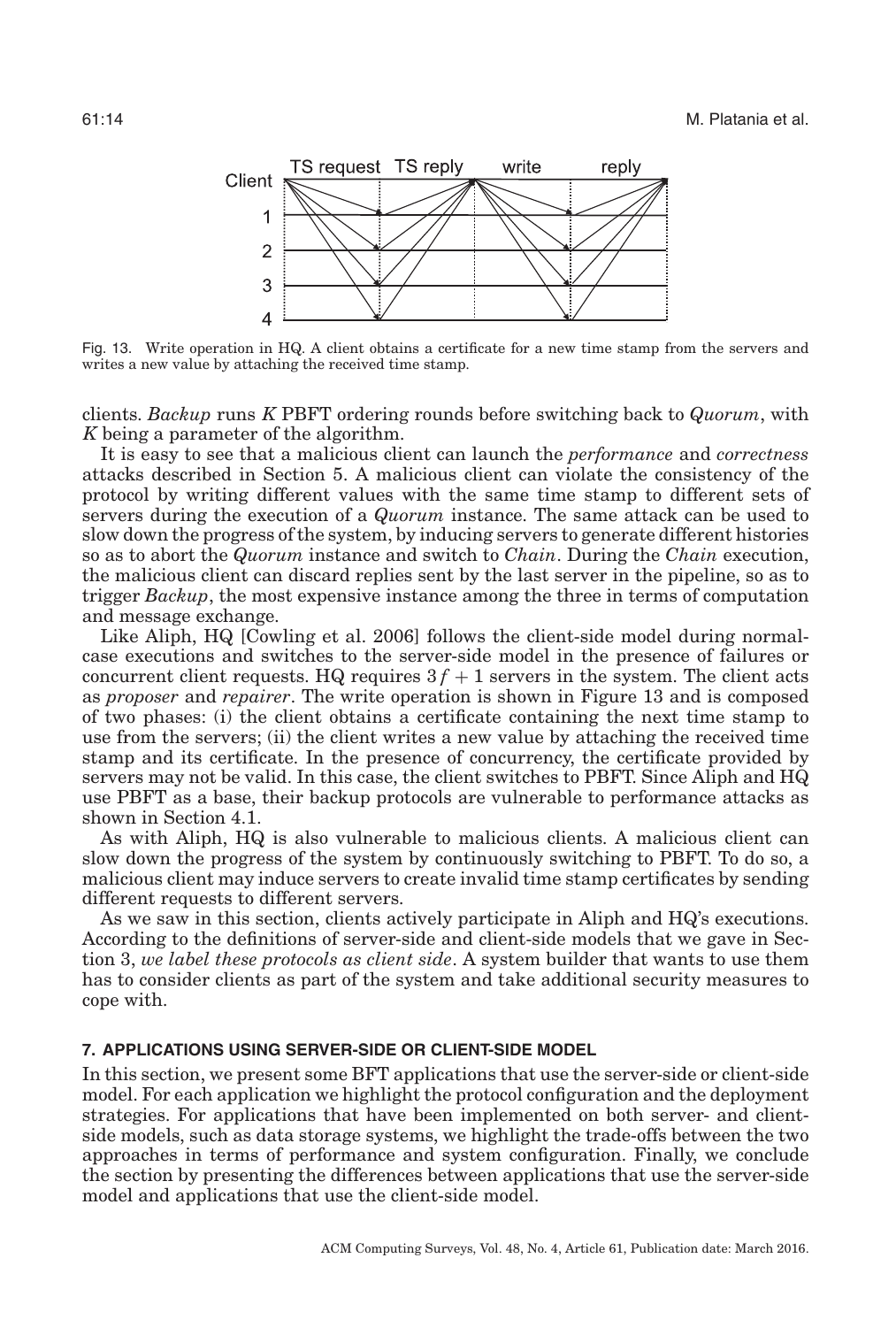Fig. 13. Write operation in HQ. A client obtains a certificate for a new time stamp from the servers and writes a new value by attaching the received time stamp.

clients. *Backup* runs *K* PBFT ordering rounds before switching back to *Quorum*, with *K* being a parameter of the algorithm.

It is easy to see that a malicious client can launch the *performance* and *correctness* attacks described in Section 5. A malicious client can violate the consistency of the protocol by writing different values with the same time stamp to different sets of servers during the execution of a *Quorum* instance. The same attack can be used to slow down the progress of the system, by inducing servers to generate different histories so as to abort the *Quorum* instance and switch to *Chain*. During the *Chain* execution, the malicious client can discard replies sent by the last server in the pipeline, so as to trigger *Backup*, the most expensive instance among the three in terms of computation and message exchange.

Like Aliph, HQ [Cowling et al. 2006] follows the client-side model during normal-case executions and switches to the server-side model in the presence of failures or concurrent client requests. HQ requires $3f + 1$ servers in the system. The client acts as *proposer* and *repairer*. The write operation is shown in Figure 13 and is composed of two phases: (i) the client obtains a certificate containing the next time stamp to use from the servers; (ii) the client writes a new value by attaching the received time stamp and its certificate. In the presence of concurrency, the certificate provided by servers may not be valid. In this case, the client switches to PBFT. Since Aliph and HQ use PBFT as a base, their backup protocols are vulnerable to performance attacks as shown in Section 4.1.

As with Aliph, HQ is also vulnerable to malicious clients. A malicious client can slow down the progress of the system by continuously switching to PBFT. To do so, a malicious client may induce servers to create invalid time stamp certificates by sending different requests to different servers.

As we saw in this section, clients actively participate in Aliph and HQ's executions. According to the definitions of server-side and client-side models that we gave in Section 3, *we label these protocols as client side*. A system builder that wants to use them has to consider clients as part of the system and take additional security measures to cope with.

## 7. APPLICATIONS USING SERVER-SIDE OR CLIENT-SIDE MODEL

In this section, we present some BFT applications that use the server-side or client-side model. For each application we highlight the protocol configuration and the deployment strategies. For applications that have been implemented on both server- and client-side models, such as data storage systems, we highlight the trade-offs between the two approaches in terms of performance and system configuration. Finally, we conclude the section by presenting the differences between applications that use the server-side model and applications that use the client-side model.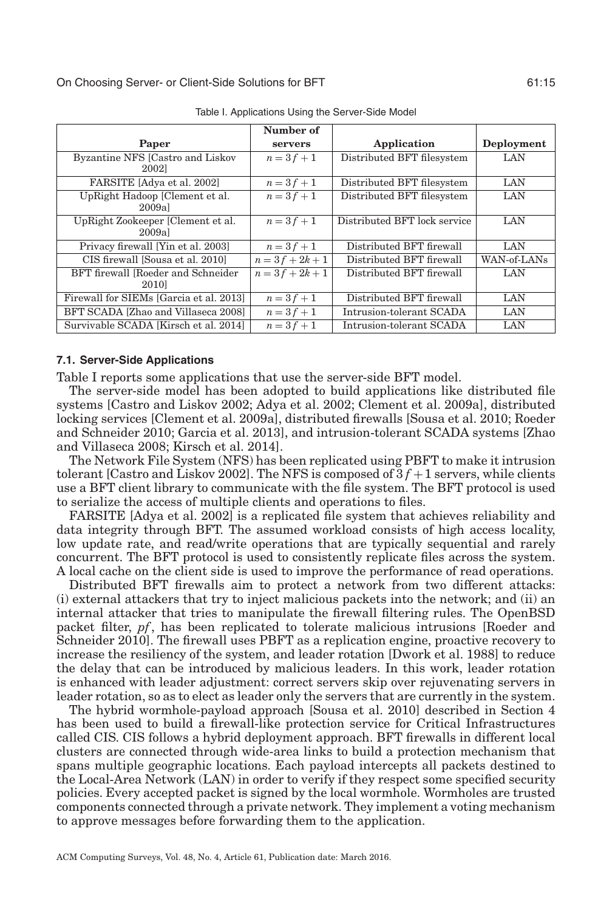Table I. Applications Using the Server-Side Model

| Paper | Number of servers | Application | Deployment |
|---|---|---|---|
| Byzantine NFS [Castro and Liskov 2002] | $n = 3f + 1$ | Distributed BFT filesystem | LAN |
| FARSITE [Adya et al. 2002] | $n = 3f + 1$ | Distributed BFT filesystem | LAN |
| UpRight Hadoop [Clement et al. 2009a] | $n = 3f + 1$ | Distributed BFT filesystem | LAN |
| UpRight Zookeeper [Clement et al. 2009a] | $n = 3f + 1$ | Distributed BFT lock service | LAN |
| Privacy firewall [Yin et al. 2003] | $n = 3f + 1$ | Distributed BFT firewall | LAN |
| CIS firewall [Sousa et al. 2010] | $n = 3f + 2k + 1$ | Distributed BFT firewall | WAN-of-LANs |
| BFT firewall [Roeder and Schneider 2010] | $n = 3f + 2k + 1$ | Distributed BFT firewall | LAN |
| Firewall for SIEMs [Garcia et al. 2013] | $n = 3f + 1$ | Distributed BFT firewall | LAN |
| BFT SCADA [Zhao and Villaseca 2008] | $n = 3f + 1$ | Intrusion-tolerant SCADA | LAN |
| Survivable SCADA [Kirsch et al. 2014] | $n = 3f + 1$ | Intrusion-tolerant SCADA | LAN |

### 7.1. Server-Side Applications

Table I reports some applications that use the server-side BFT model.

The server-side model has been adopted to build applications like distributed file systems [Castro and Liskov 2002; Adya et al. 2002; Clement et al. 2009a], distributed locking services [Clement et al. 2009a], distributed firewalls [Sousa et al. 2010; Roeder and Schneider 2010; Garcia et al. 2013], and intrusion-tolerant SCADA systems [Zhao and Villaseca 2008; Kirsch et al. 2014].

The Network File System (NFS) has been replicated using PBFT to make it intrusion tolerant [Castro and Liskov 2002]. The NFS is composed of $3f + 1$ servers, while clients use a BFT client library to communicate with the file system. The BFT protocol is used to serialize the access of multiple clients and operations to files.

FARSITE [Adya et al. 2002] is a replicated file system that achieves reliability and data integrity through BFT. The assumed workload consists of high access locality, low update rate, and read/write operations that are typically sequential and rarely concurrent. The BFT protocol is used to consistently replicate files across the system. A local cache on the client side is used to improve the performance of read operations.

Distributed BFT firewalls aim to protect a network from two different attacks: (i) external attackers that try to inject malicious packets into the network; and (ii) an internal attacker that tries to manipulate the firewall filtering rules. The OpenBSD packet filter, *pf*, has been replicated to tolerate malicious intrusions [Roeder and Schneider 2010]. The firewall uses PBFT as a replication engine, proactive recovery to increase the resiliency of the system, and leader rotation [Dwork et al. 1988] to reduce the delay that can be introduced by malicious leaders. In this work, leader rotation is enhanced with leader adjustment: correct servers skip over rejuvenating servers in leader rotation, so as to elect as leader only the servers that are currently in the system.

The hybrid wormhole-payload approach [Sousa et al. 2010] described in Section 4 has been used to build a firewall-like protection service for Critical Infrastructures called CIS. CIS follows a hybrid deployment approach. BFT firewalls in different local clusters are connected through wide-area links to build a protection mechanism that spans multiple geographic locations. Each payload intercepts all packets destined to the Local-Area Network (LAN) in order to verify if they respect some specified security policies. Every accepted packet is signed by the local wormhole. Wormholes are trusted components connected through a private network. They implement a voting mechanism to approve messages before forwarding them to the application.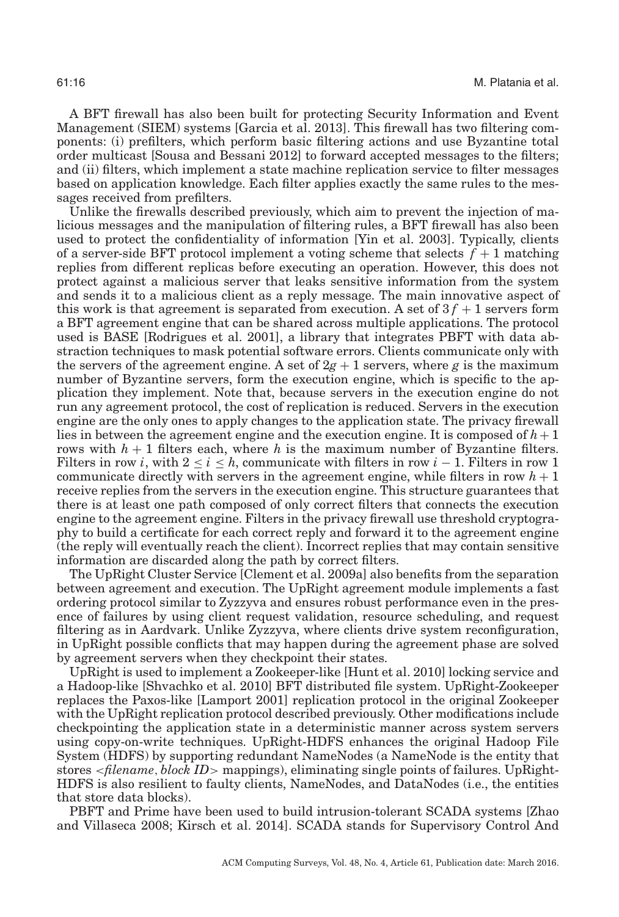A BFT firewall has also been built for protecting Security Information and Event Management (SIEM) systems [Garcia et al. 2013]. This firewall has two filtering components: (i) prefilters, which perform basic filtering actions and use Byzantine total order multicast [Sousa and Bessani 2012] to forward accepted messages to the filters; and (ii) filters, which implement a state machine replication service to filter messages based on application knowledge. Each filter applies exactly the same rules to the messages received from prefilters.

Unlike the firewalls described previously, which aim to prevent the injection of malicious messages and the manipulation of filtering rules, a BFT firewall has also been used to protect the confidentiality of information [Yin et al. 2003]. Typically, clients of a server-side BFT protocol implement a voting scheme that selects $f + 1$ matching replies from different replicas before executing an operation. However, this does not protect against a malicious server that leaks sensitive information from the system and sends it to a malicious client as a reply message. The main innovative aspect of this work is that agreement is separated from execution. A set of $3f + 1$ servers form a BFT agreement engine that can be shared across multiple applications. The protocol used is BASE [Rodrigues et al. 2001], a library that integrates PBFT with data abstraction techniques to mask potential software errors. Clients communicate only with the servers of the agreement engine. A set of $2g + 1$ servers, where $g$ is the maximum number of Byzantine servers, form the execution engine, which is specific to the application they implement. Note that, because servers in the execution engine do not run any agreement protocol, the cost of replication is reduced. Servers in the execution engine are the only ones to apply changes to the application state. The privacy firewall lies in between the agreement engine and the execution engine. It is composed of $h + 1$ rows with $h + 1$ filters each, where $h$ is the maximum number of Byzantine filters. Filters in row $i$, with $2 \leq i \leq h$, communicate with filters in row $i - 1$. Filters in row 1 communicate directly with servers in the agreement engine, while filters in row $h + 1$ receive replies from the servers in the execution engine. This structure guarantees that there is at least one path composed of only correct filters that connects the execution engine to the agreement engine. Filters in the privacy firewall use threshold cryptography to build a certificate for each correct reply and forward it to the agreement engine (the reply will eventually reach the client). Incorrect replies that may contain sensitive information are discarded along the path by correct filters.

The UpRight Cluster Service [Clement et al. 2009a] also benefits from the separation between agreement and execution. The UpRight agreement module implements a fast ordering protocol similar to Zyzzyva and ensures robust performance even in the presence of failures by using client request validation, resource scheduling, and request filtering as in Aardvark. Unlike Zyzzyva, where clients drive system reconfiguration, in UpRight possible conflicts that may happen during the agreement phase are solved by agreement servers when they checkpoint their states.

UpRight is used to implement a Zookeeper-like [Hunt et al. 2010] locking service and a Hadoop-like [Shvachko et al. 2010] BFT distributed file system. UpRight-Zookeeper replaces the Paxos-like [Lamport 2001] replication protocol in the original Zookeeper with the UpRight replication protocol described previously. Other modifications include checkpointing the application state in a deterministic manner across system servers using copy-on-write techniques. UpRight-HDFS enhances the original Hadoop File System (HDFS) by supporting redundant NameNodes (a NameNode is the entity that stores <*filename*, *block ID*> mappings), eliminating single points of failures. UpRight-HDFS is also resilient to faulty clients, NameNodes, and DataNodes (i.e., the entities that store data blocks).

PBFT and Prime have been used to build intrusion-tolerant SCADA systems [Zhao and Villaseca 2008; Kirsch et al. 2014]. SCADA stands for Supervisory Control And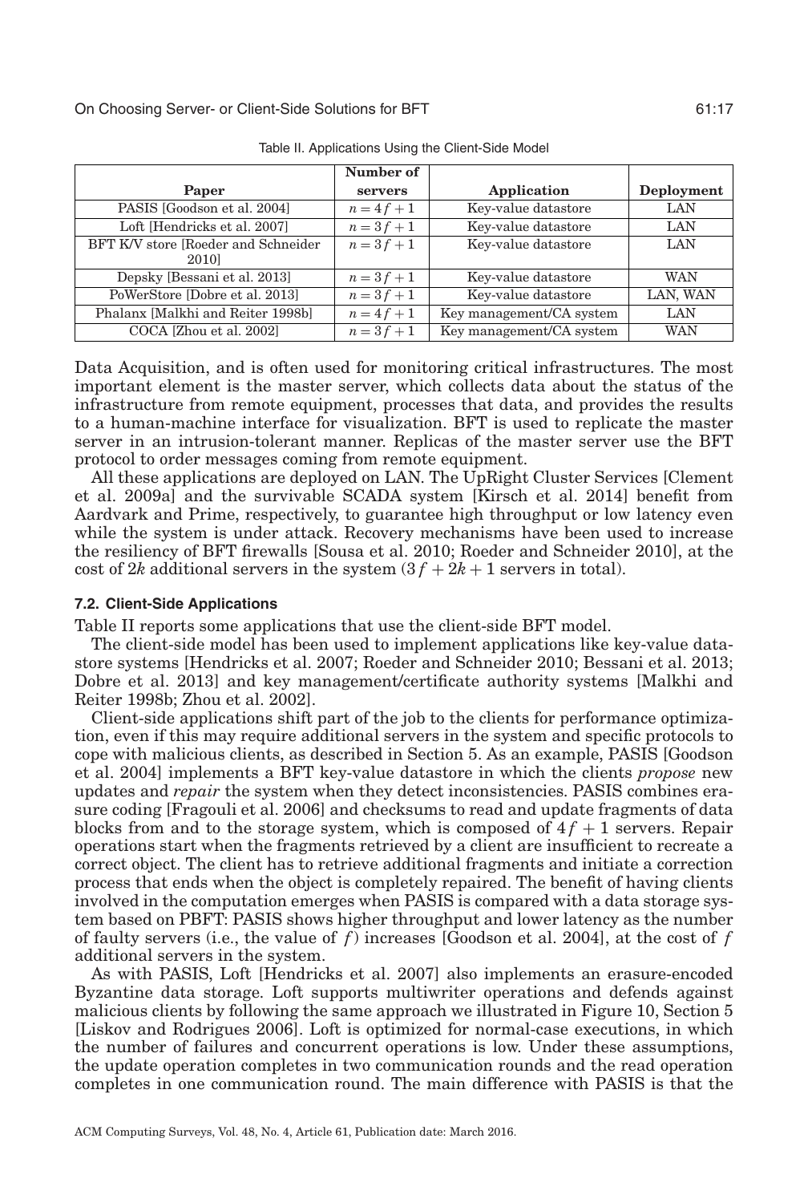Table II. Applications Using the Client-Side Model

| Paper | Number of servers | Application | Deployment |
|---|---|---|---|
| PASIS [Goodson et al. 2004] | $n = 4f + 1$ | Key-value datastore | LAN |
| Loft [Hendricks et al. 2007] | $n = 3f + 1$ | Key-value datastore | LAN |
| BFT K/V store [Roeder and Schneider 2010] | $n = 3f + 1$ | Key-value datastore | LAN |
| Depsky [Bessani et al. 2013] | $n = 3f + 1$ | Key-value datastore | WAN |
| PoWerStore [Dobre et al. 2013] | $n = 3f + 1$ | Key-value datastore | LAN, WAN |
| Phalanx [Malkhi and Reiter 1998b] | $n = 4f + 1$ | Key management/CA system | LAN |
| COCA [Zhou et al. 2002] | $n = 3f + 1$ | Key management/CA system | WAN |

Data Acquisition, and is often used for monitoring critical infrastructures. The most important element is the master server, which collects data about the status of the infrastructure from remote equipment, processes that data, and provides the results to a human-machine interface for visualization. BFT is used to replicate the master server in an intrusion-tolerant manner. Replicas of the master server use the BFT protocol to order messages coming from remote equipment.

All these applications are deployed on LAN. The UpRight Cluster Services [Clement et al. 2009a] and the survivable SCADA system [Kirsch et al. 2014] benefit from Aardvark and Prime, respectively, to guarantee high throughput or low latency even while the system is under attack. Recovery mechanisms have been used to increase the resiliency of BFT firewalls [Sousa et al. 2010; Roeder and Schneider 2010], at the cost of $2k$ additional servers in the system ($3f + 2k + 1$ servers in total).

### 7.2. Client-Side Applications

Table II reports some applications that use the client-side BFT model.

The client-side model has been used to implement applications like key-value datastore systems [Hendricks et al. 2007; Roeder and Schneider 2010; Bessani et al. 2013; Dobre et al. 2013] and key management/certificate authority systems [Malkhi and Reiter 1998b; Zhou et al. 2002].

Client-side applications shift part of the job to the clients for performance optimization, even if this may require additional servers in the system and specific protocols to cope with malicious clients, as described in Section 5. As an example, PASIS [Goodson et al. 2004] implements a BFT key-value datastore in which the clients *propose* new updates and *repair* the system when they detect inconsistencies. PASIS combines erasure coding [Fragouli et al. 2006] and checksums to read and update fragments of data blocks from and to the storage system, which is composed of $4f + 1$ servers. Repair operations start when the fragments retrieved by a client are insufficient to recreate a correct object. The client has to retrieve additional fragments and initiate a correction process that ends when the object is completely repaired. The benefit of having clients involved in the computation emerges when PASIS is compared with a data storage system based on PBFT: PASIS shows higher throughput and lower latency as the number of faulty servers (i.e., the value of $f$) increases [Goodson et al. 2004], at the cost of $f$ additional servers in the system.

As with PASIS, Loft [Hendricks et al. 2007] also implements an erasure-encoded Byzantine data storage. Loft supports multiwriter operations and defends against malicious clients by following the same approach we illustrated in Figure 10, Section 5 [Liskov and Rodrigues 2006]. Loft is optimized for normal-case executions, in which the number of failures and concurrent operations is low. Under these assumptions, the update operation completes in two communication rounds and the read operation completes in one communication round. The main difference with PASIS is that the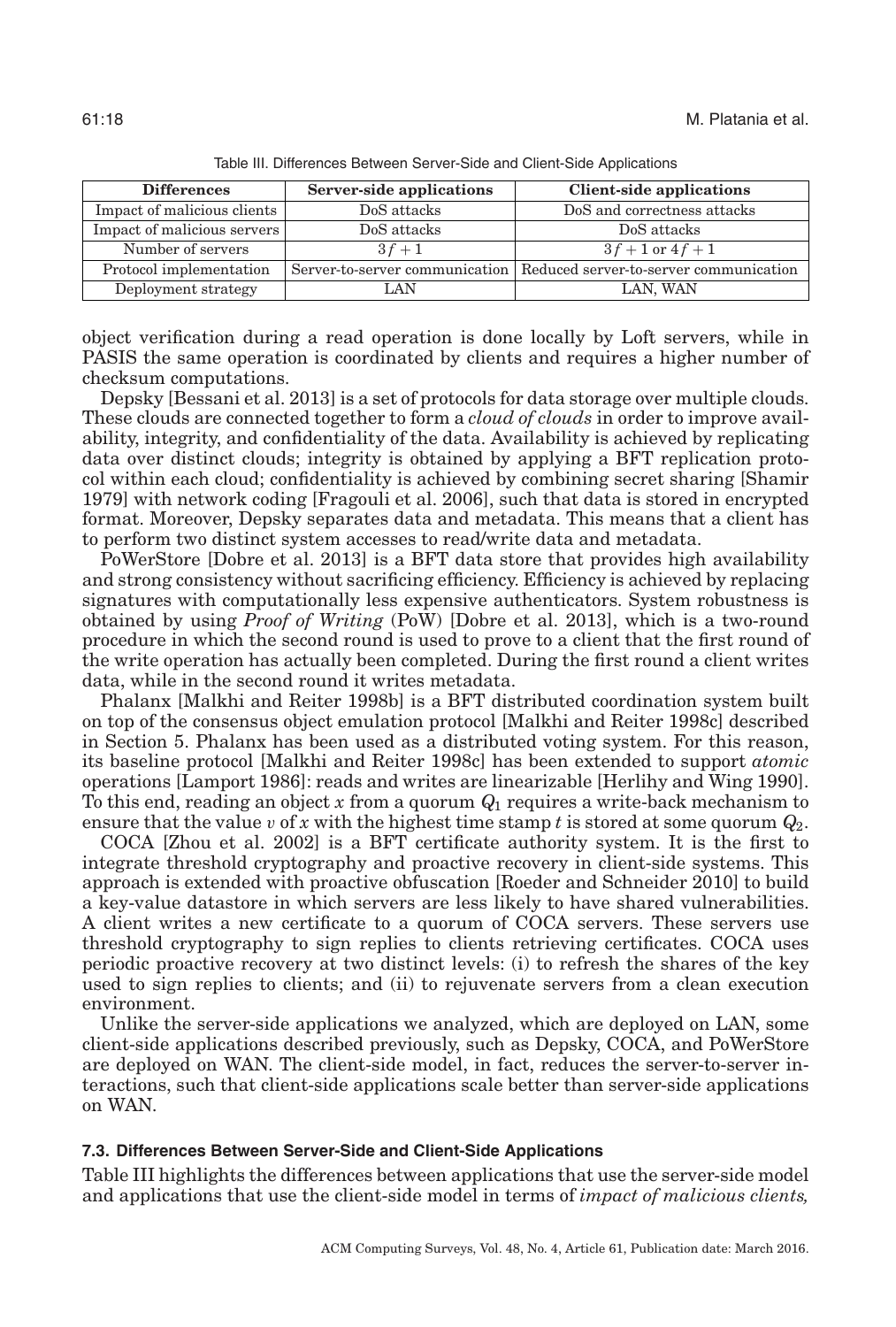Table III. Differences Between Server-Side and Client-Side Applications

| Differences | Server-side applications | Client-side applications |
| --- | --- | --- |
| Impact of malicious clients | DoS attacks | DoS and correctness attacks |
| Impact of malicious servers | DoS attacks | DoS attacks |
| Number of servers | $3f + 1$ | $3f + 1$ or $4f + 1$ |
| Protocol implementation | Server-to-server communication | Reduced server-to-server communication |
| Deployment strategy | LAN | LAN, WAN |

object verification during a read operation is done locally by Loft servers, while in PASIS the same operation is coordinated by clients and requires a higher number of checksum computations.

Depsky [Bessani et al. 2013] is a set of protocols for data storage over multiple clouds. These clouds are connected together to form a *cloud of clouds* in order to improve availability, integrity, and confidentiality of the data. Availability is achieved by replicating data over distinct clouds; integrity is obtained by applying a BFT replication protocol within each cloud; confidentiality is achieved by combining secret sharing [Shamir 1979] with network coding [Fragouli et al. 2006], such that data is stored in encrypted format. Moreover, Depsky separates data and metadata. This means that a client has to perform two distinct system accesses to read/write data and metadata.

PoWerStore [Dobre et al. 2013] is a BFT data store that provides high availability and strong consistency without sacrificing efficiency. Efficiency is achieved by replacing signatures with computationally less expensive authenticators. System robustness is obtained by using *Proof of Writing* (PoW) [Dobre et al. 2013], which is a two-round procedure in which the second round is used to prove to a client that the first round of the write operation has actually been completed. During the first round a client writes data, while in the second round it writes metadata.

Phalanx [Malkhi and Reiter 1998b] is a BFT distributed coordination system built on top of the consensus object emulation protocol [Malkhi and Reiter 1998c] described in Section 5. Phalanx has been used as a distributed voting system. For this reason, its baseline protocol [Malkhi and Reiter 1998c] has been extended to support *atomic* operations [Lamport 1986]: reads and writes are linearizable [Herlihy and Wing 1990]. To this end, reading an object $x$ from a quorum $Q_1$ requires a write-back mechanism to ensure that the value $v$ of $x$ with the highest time stamp $t$ is stored at some quorum $Q_2$.

COCA [Zhou et al. 2002] is a BFT certificate authority system. It is the first to integrate threshold cryptography and proactive recovery in client-side systems. This approach is extended with proactive obfuscation [Roeder and Schneider 2010] to build a key-value datastore in which servers are less likely to have shared vulnerabilities. A client writes a new certificate to a quorum of COCA servers. These servers use threshold cryptography to sign replies to clients retrieving certificates. COCA uses periodic proactive recovery at two distinct levels: (i) to refresh the shares of the key used to sign replies to clients; and (ii) to rejuvenate servers from a clean execution environment.

Unlike the server-side applications we analyzed, which are deployed on LAN, some client-side applications described previously, such as Depsky, COCA, and PoWerStore are deployed on WAN. The client-side model, in fact, reduces the server-to-server interactions, such that client-side applications scale better than server-side applications on WAN.

### 7.3. Differences Between Server-Side and Client-Side Applications

Table III highlights the differences between applications that use the server-side model and applications that use the client-side model in terms of *impact of malicious clients,*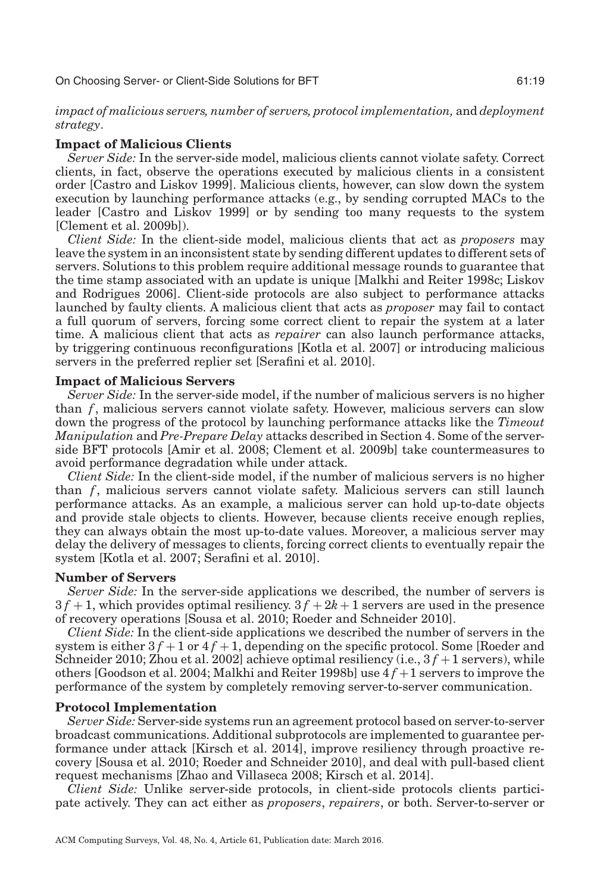*impact of malicious servers, number of servers, protocol implementation,* and *deployment strategy*.

**Impact of Malicious Clients**

*Server Side:* In the server-side model, malicious clients cannot violate safety. Correct clients, in fact, observe the operations executed by malicious clients in a consistent order [Castro and Liskov 1999]. Malicious clients, however, can slow down the system execution by launching performance attacks (e.g., by sending corrupted MACs to the leader [Castro and Liskov 1999] or by sending too many requests to the system [Clement et al. 2009b]).

*Client Side:* In the client-side model, malicious clients that act as *proposers* may leave the system in an inconsistent state by sending different updates to different sets of servers. Solutions to this problem require additional message rounds to guarantee that the time stamp associated with an update is unique [Malkhi and Reiter 1998c; Liskov and Rodrigues 2006]. Client-side protocols are also subject to performance attacks launched by faulty clients. A malicious client that acts as *proposer* may fail to contact a full quorum of servers, forcing some correct client to repair the system at a later time. A malicious client that acts as *repairer* can also launch performance attacks, by triggering continuous reconfigurations [Kotla et al. 2007] or introducing malicious servers in the preferred replier set [Serafini et al. 2010].

**Impact of Malicious Servers**

*Server Side:* In the server-side model, if the number of malicious servers is no higher than $f$, malicious servers cannot violate safety. However, malicious servers can slow down the progress of the protocol by launching performance attacks like the *Timeout Manipulation* and *Pre-Prepare Delay* attacks described in Section 4. Some of the server-side BFT protocols [Amir et al. 2008; Clement et al. 2009b] take countermeasures to avoid performance degradation while under attack.

*Client Side:* In the client-side model, if the number of malicious servers is no higher than $f$, malicious servers cannot violate safety. Malicious servers can still launch performance attacks. As an example, a malicious server can hold up-to-date objects and provide stale objects to clients. However, because clients receive enough replies, they can always obtain the most up-to-date values. Moreover, a malicious server may delay the delivery of messages to clients, forcing correct clients to eventually repair the system [Kotla et al. 2007; Serafini et al. 2010].

**Number of Servers**

*Server Side:* In the server-side applications we described, the number of servers is $3f + 1$, which provides optimal resiliency. $3f + 2k + 1$ servers are used in the presence of recovery operations [Sousa et al. 2010; Roeder and Schneider 2010].

*Client Side:* In the client-side applications we described the number of servers in the system is either $3f + 1$ or $4f + 1$, depending on the specific protocol. Some [Roeder and Schneider 2010; Zhou et al. 2002] achieve optimal resiliency (i.e., $3f + 1$ servers), while others [Goodson et al. 2004; Malkhi and Reiter 1998b] use $4f + 1$ servers to improve the performance of the system by completely removing server-to-server communication.

**Protocol Implementation**

*Server Side:* Server-side systems run an agreement protocol based on server-to-server broadcast communications. Additional subprotocols are implemented to guarantee performance under attack [Kirsch et al. 2014], improve resiliency through proactive recovery [Sousa et al. 2010; Roeder and Schneider 2010], and deal with pull-based client request mechanisms [Zhao and Villaseca 2008; Kirsch et al. 2014].

*Client Side:* Unlike server-side protocols, in client-side protocols clients participate actively. They can act either as *proposers*, *repairers*, or both. Server-to-server or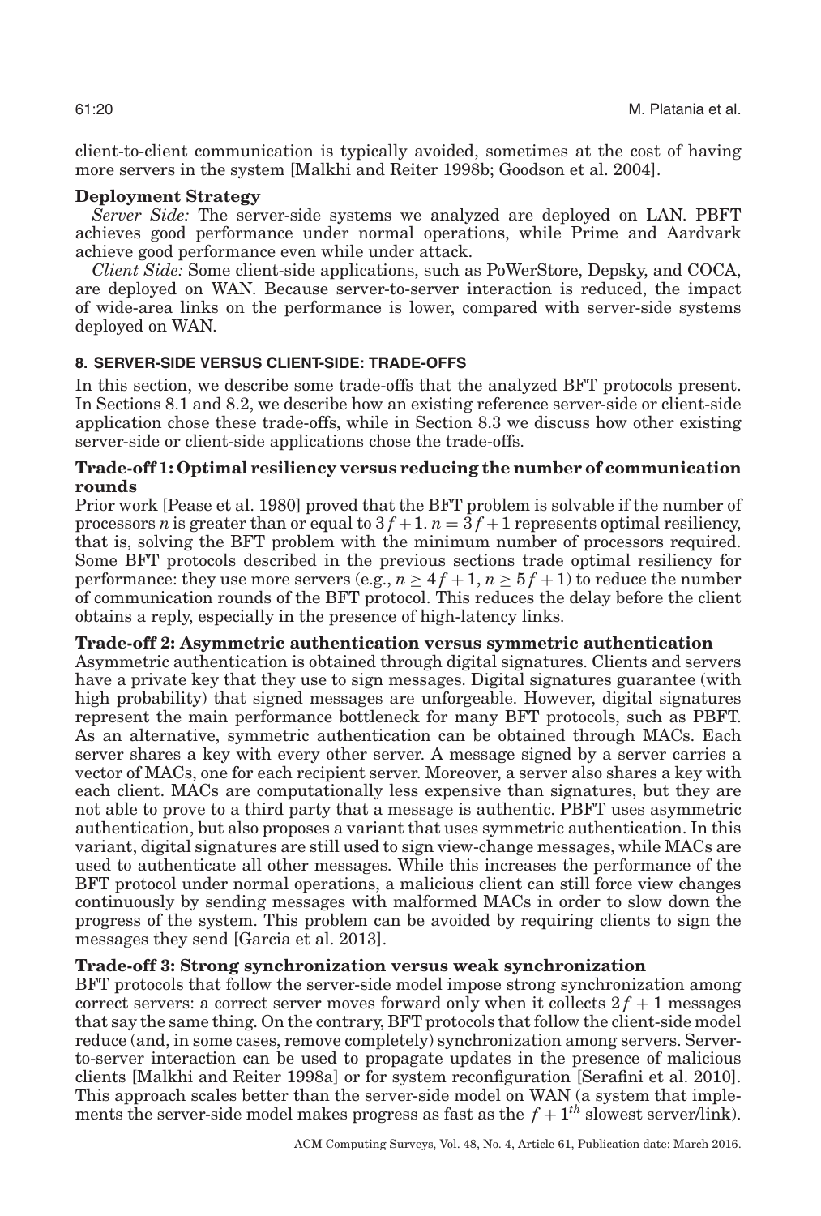client-to-client communication is typically avoided, sometimes at the cost of having more servers in the system [Malkhi and Reiter 1998b; Goodson et al. 2004].

**Deployment Strategy**

*Server Side:* The server-side systems we analyzed are deployed on LAN. PBFT achieves good performance under normal operations, while Prime and Aardvark achieve good performance even while under attack.

*Client Side:* Some client-side applications, such as PoWerStore, Depsky, and COCA, are deployed on WAN. Because server-to-server interaction is reduced, the impact of wide-area links on the performance is lower, compared with server-side systems deployed on WAN.

## 8. SERVER-SIDE VERSUS CLIENT-SIDE: TRADE-OFFS

In this section, we describe some trade-offs that the analyzed BFT protocols present. In Sections 8.1 and 8.2, we describe how an existing reference server-side or client-side application chose these trade-offs, while in Section 8.3 we discuss how other existing server-side or client-side applications chose the trade-offs.

**Trade-off 1: Optimal resiliency versus reducing the number of communication rounds**

Prior work [Pease et al. 1980] proved that the BFT problem is solvable if the number of processors $n$ is greater than or equal to $3f+1$. $n = 3f+1$ represents optimal resiliency, that is, solving the BFT problem with the minimum number of processors required. Some BFT protocols described in the previous sections trade optimal resiliency for performance: they use more servers (e.g., $n \geq 4f+1$, $n \geq 5f+1$) to reduce the number of communication rounds of the BFT protocol. This reduces the delay before the client obtains a reply, especially in the presence of high-latency links.

**Trade-off 2: Asymmetric authentication versus symmetric authentication**

Asymmetric authentication is obtained through digital signatures. Clients and servers have a private key that they use to sign messages. Digital signatures guarantee (with high probability) that signed messages are unforgeable. However, digital signatures represent the main performance bottleneck for many BFT protocols, such as PBFT. As an alternative, symmetric authentication can be obtained through MACs. Each server shares a key with every other server. A message signed by a server carries a vector of MACs, one for each recipient server. Moreover, a server also shares a key with each client. MACs are computationally less expensive than signatures, but they are not able to prove to a third party that a message is authentic. PBFT uses asymmetric authentication, but also proposes a variant that uses symmetric authentication. In this variant, digital signatures are still used to sign view-change messages, while MACs are used to authenticate all other messages. While this increases the performance of the BFT protocol under normal operations, a malicious client can still force view changes continuously by sending messages with malformed MACs in order to slow down the progress of the system. This problem can be avoided by requiring clients to sign the messages they send [Garcia et al. 2013].

**Trade-off 3: Strong synchronization versus weak synchronization**

BFT protocols that follow the server-side model impose strong synchronization among correct servers: a correct server moves forward only when it collects $2f+1$ messages that say the same thing. On the contrary, BFT protocols that follow the client-side model reduce (and, in some cases, remove completely) synchronization among servers. Server-to-server interaction can be used to propagate updates in the presence of malicious clients [Malkhi and Reiter 1998a] or for system reconfiguration [Serafini et al. 2010]. This approach scales better than the server-side model on WAN (a system that implements the server-side model makes progress as fast as the $f+1^{th}$ slowest server/link).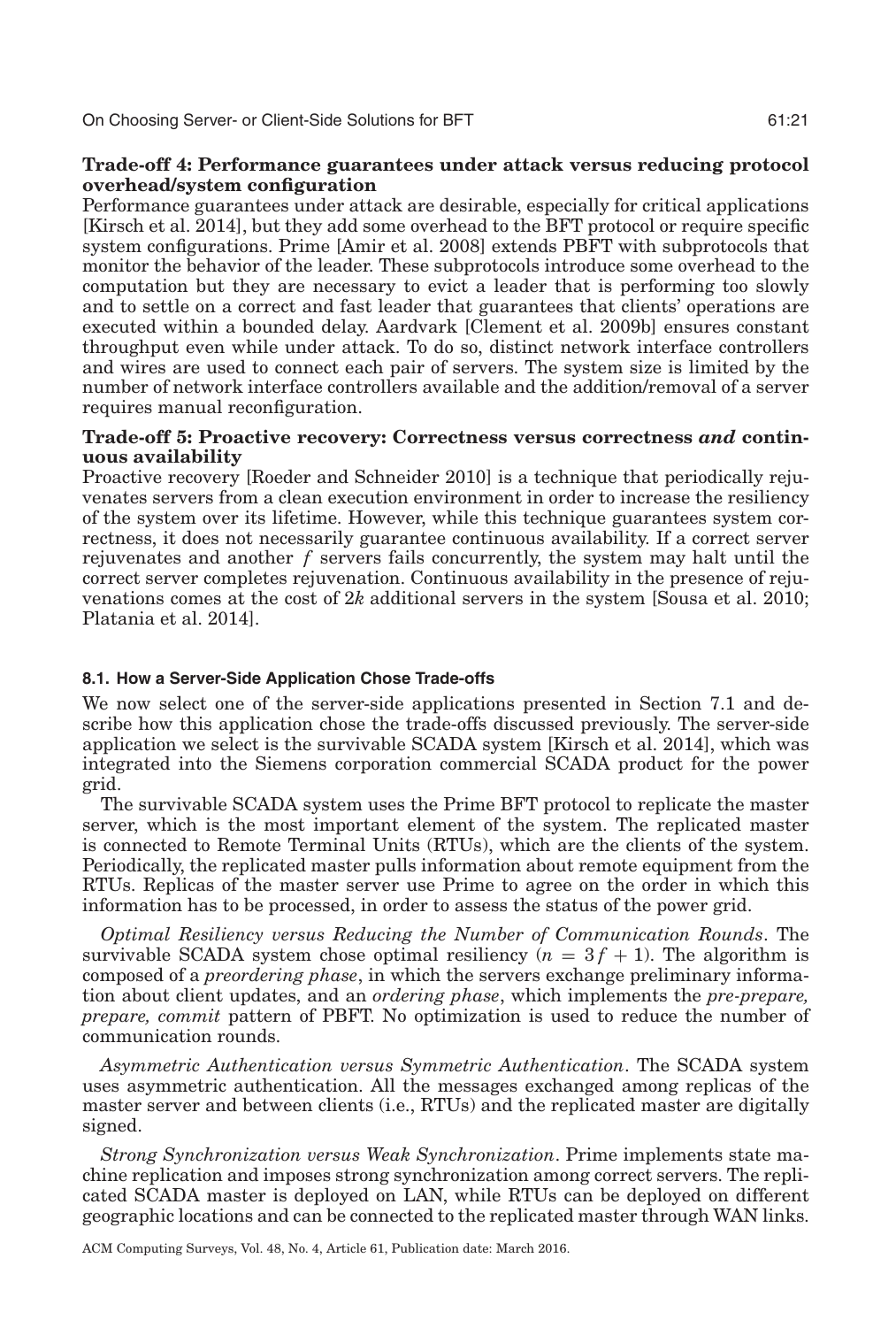**Trade-off 4: Performance guarantees under attack versus reducing protocol overhead/system configuration**

Performance guarantees under attack are desirable, especially for critical applications [Kirsch et al. 2014], but they add some overhead to the BFT protocol or require specific system configurations. Prime [Amir et al. 2008] extends PBFT with subprotocols that monitor the behavior of the leader. These subprotocols introduce some overhead to the computation but they are necessary to evict a leader that is performing too slowly and to settle on a correct and fast leader that guarantees that clients' operations are executed within a bounded delay. Aardvark [Clement et al. 2009b] ensures constant throughput even while under attack. To do so, distinct network interface controllers and wires are used to connect each pair of servers. The system size is limited by the number of network interface controllers available and the addition/removal of a server requires manual reconfiguration.

**Trade-off 5: Proactive recovery: Correctness versus correctness *and* continuous availability**

Proactive recovery [Roeder and Schneider 2010] is a technique that periodically rejuvenates servers from a clean execution environment in order to increase the resiliency of the system over its lifetime. However, while this technique guarantees system correctness, it does not necessarily guarantee continuous availability. If a correct server rejuvenates and another $f$ servers fails concurrently, the system may halt until the correct server completes rejuvenation. Continuous availability in the presence of rejuvenations comes at the cost of $2k$ additional servers in the system [Sousa et al. 2010; Platania et al. 2014].

### 8.1. How a Server-Side Application Chose Trade-offs

We now select one of the server-side applications presented in Section 7.1 and describe how this application chose the trade-offs discussed previously. The server-side application we select is the survivable SCADA system [Kirsch et al. 2014], which was integrated into the Siemens corporation commercial SCADA product for the power grid.

The survivable SCADA system uses the Prime BFT protocol to replicate the master server, which is the most important element of the system. The replicated master is connected to Remote Terminal Units (RTUs), which are the clients of the system. Periodically, the replicated master pulls information about remote equipment from the RTUs. Replicas of the master server use Prime to agree on the order in which this information has to be processed, in order to assess the status of the power grid.

*Optimal Resiliency versus Reducing the Number of Communication Rounds*. The survivable SCADA system chose optimal resiliency ($n = 3f + 1$). The algorithm is composed of a *preordering phase*, in which the servers exchange preliminary information about client updates, and an *ordering phase*, which implements the *pre-prepare, prepare, commit* pattern of PBFT. No optimization is used to reduce the number of communication rounds.

*Asymmetric Authentication versus Symmetric Authentication*. The SCADA system uses asymmetric authentication. All the messages exchanged among replicas of the master server and between clients (i.e., RTUs) and the replicated master are digitally signed.

*Strong Synchronization versus Weak Synchronization*. Prime implements state machine replication and imposes strong synchronization among correct servers. The replicated SCADA master is deployed on LAN, while RTUs can be deployed on different geographic locations and can be connected to the replicated master through WAN links.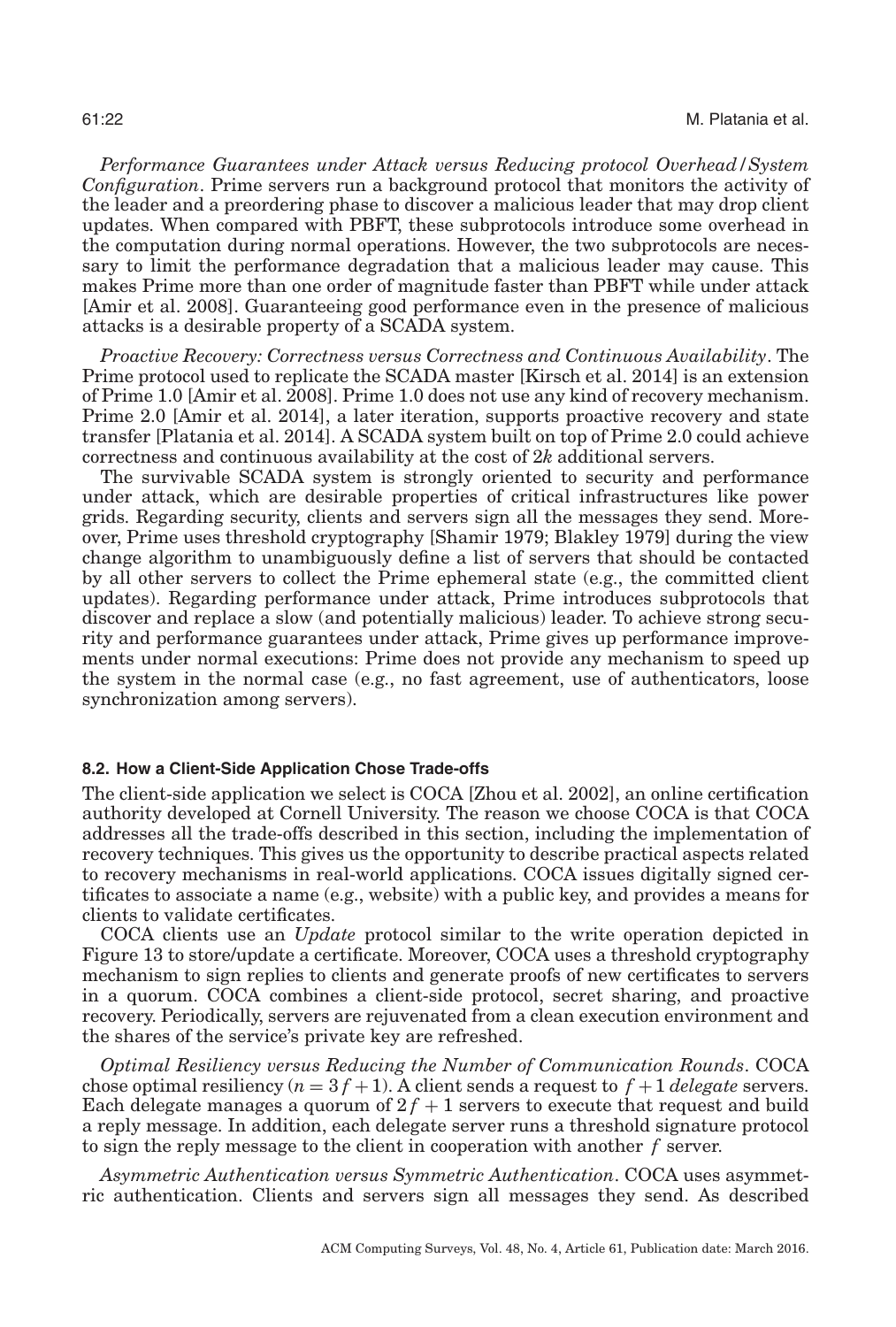*Performance Guarantees under Attack versus Reducing protocol Overhead/System Configuration*. Prime servers run a background protocol that monitors the activity of the leader and a preordering phase to discover a malicious leader that may drop client updates. When compared with PBFT, these subprotocols introduce some overhead in the computation during normal operations. However, the two subprotocols are necessary to limit the performance degradation that a malicious leader may cause. This makes Prime more than one order of magnitude faster than PBFT while under attack [Amir et al. 2008]. Guaranteeing good performance even in the presence of malicious attacks is a desirable property of a SCADA system.

*Proactive Recovery: Correctness versus Correctness and Continuous Availability*. The Prime protocol used to replicate the SCADA master [Kirsch et al. 2014] is an extension of Prime 1.0 [Amir et al. 2008]. Prime 1.0 does not use any kind of recovery mechanism. Prime 2.0 [Amir et al. 2014], a later iteration, supports proactive recovery and state transfer [Platania et al. 2014]. A SCADA system built on top of Prime 2.0 could achieve correctness and continuous availability at the cost of $2k$ additional servers.

The survivable SCADA system is strongly oriented to security and performance under attack, which are desirable properties of critical infrastructures like power grids. Regarding security, clients and servers sign all the messages they send. Moreover, Prime uses threshold cryptography [Shamir 1979; Blakley 1979] during the view change algorithm to unambiguously define a list of servers that should be contacted by all other servers to collect the Prime ephemeral state (e.g., the committed client updates). Regarding performance under attack, Prime introduces subprotocols that discover and replace a slow (and potentially malicious) leader. To achieve strong security and performance guarantees under attack, Prime gives up performance improvements under normal executions: Prime does not provide any mechanism to speed up the system in the normal case (e.g., no fast agreement, use of authenticators, loose synchronization among servers).

### 8.2. How a Client-Side Application Chose Trade-offs

The client-side application we select is COCA [Zhou et al. 2002], an online certification authority developed at Cornell University. The reason we choose COCA is that COCA addresses all the trade-offs described in this section, including the implementation of recovery techniques. This gives us the opportunity to describe practical aspects related to recovery mechanisms in real-world applications. COCA issues digitally signed certificates to associate a name (e.g., website) with a public key, and provides a means for clients to validate certificates.

COCA clients use an *Update* protocol similar to the write operation depicted in Figure 13 to store/update a certificate. Moreover, COCA uses a threshold cryptography mechanism to sign replies to clients and generate proofs of new certificates to servers in a quorum. COCA combines a client-side protocol, secret sharing, and proactive recovery. Periodically, servers are rejuvenated from a clean execution environment and the shares of the service's private key are refreshed.

*Optimal Resiliency versus Reducing the Number of Communication Rounds*. COCA chose optimal resiliency ($n = 3f + 1$). A client sends a request to $f + 1$ *delegate* servers. Each delegate manages a quorum of $2f + 1$ servers to execute that request and build a reply message. In addition, each delegate server runs a threshold signature protocol to sign the reply message to the client in cooperation with another $f$ server.

*Asymmetric Authentication versus Symmetric Authentication*. COCA uses asymmetric authentication. Clients and servers sign all messages they send. As described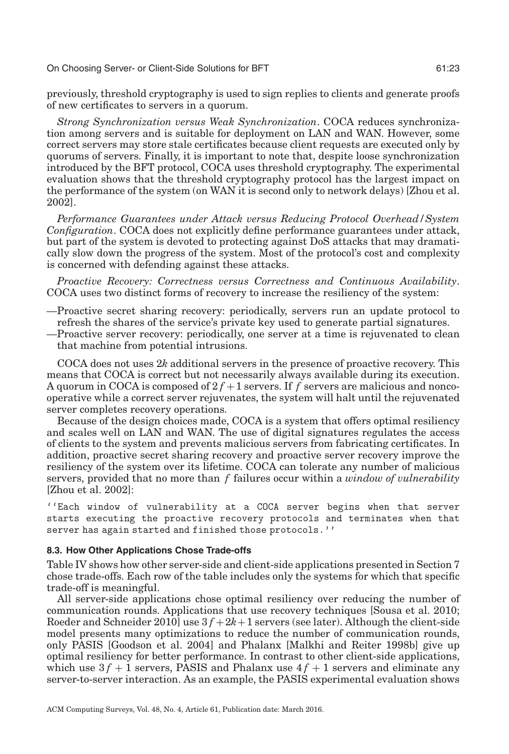previously, threshold cryptography is used to sign replies to clients and generate proofs of new certificates to servers in a quorum.

*Strong Synchronization versus Weak Synchronization*. COCA reduces synchronization among servers and is suitable for deployment on LAN and WAN. However, some correct servers may store stale certificates because client requests are executed only by quorums of servers. Finally, it is important to note that, despite loose synchronization introduced by the BFT protocol, COCA uses threshold cryptography. The experimental evaluation shows that the threshold cryptography protocol has the largest impact on the performance of the system (on WAN it is second only to network delays) [Zhou et al. 2002].

*Performance Guarantees under Attack versus Reducing Protocol Overhead/System Configuration*. COCA does not explicitly define performance guarantees under attack, but part of the system is devoted to protecting against DoS attacks that may dramatically slow down the progress of the system. Most of the protocol's cost and complexity is concerned with defending against these attacks.

*Proactive Recovery: Correctness versus Correctness and Continuous Availability*. COCA uses two distinct forms of recovery to increase the resiliency of the system:

—Proactive secret sharing recovery: periodically, servers run an update protocol to refresh the shares of the service's private key used to generate partial signatures.
—Proactive server recovery: periodically, one server at a time is rejuvenated to clean that machine from potential intrusions.

COCA does not uses $2k$ additional servers in the presence of proactive recovery. This means that COCA is correct but not necessarily always available during its execution. A quorum in COCA is composed of $2f+1$ servers. If $f$ servers are malicious and noncooperative while a correct server rejuvenates, the system will halt until the rejuvenated server completes recovery operations.

Because of the design choices made, COCA is a system that offers optimal resiliency and scales well on LAN and WAN. The use of digital signatures regulates the access of clients to the system and prevents malicious servers from fabricating certificates. In addition, proactive secret sharing recovery and proactive server recovery improve the resiliency of the system over its lifetime. COCA can tolerate any number of malicious servers, provided that no more than $f$ failures occur within a *window of vulnerability* [Zhou et al. 2002]:

''Each window of vulnerability at a COCA server begins when that server starts executing the proactive recovery protocols and terminates when that server has again started and finished those protocols.''

### 8.3. How Other Applications Chose Trade-offs

Table IV shows how other server-side and client-side applications presented in Section 7 chose trade-offs. Each row of the table includes only the systems for which that specific trade-off is meaningful.

All server-side applications chose optimal resiliency over reducing the number of communication rounds. Applications that use recovery techniques [Sousa et al. 2010; Roeder and Schneider 2010] use $3f+2k+1$ servers (see later). Although the client-side model presents many optimizations to reduce the number of communication rounds, only PASIS [Goodson et al. 2004] and Phalanx [Malkhi and Reiter 1998b] give up optimal resiliency for better performance. In contrast to other client-side applications, which use $3f+1$ servers, PASIS and Phalanx use $4f+1$ servers and eliminate any server-to-server interaction. As an example, the PASIS experimental evaluation shows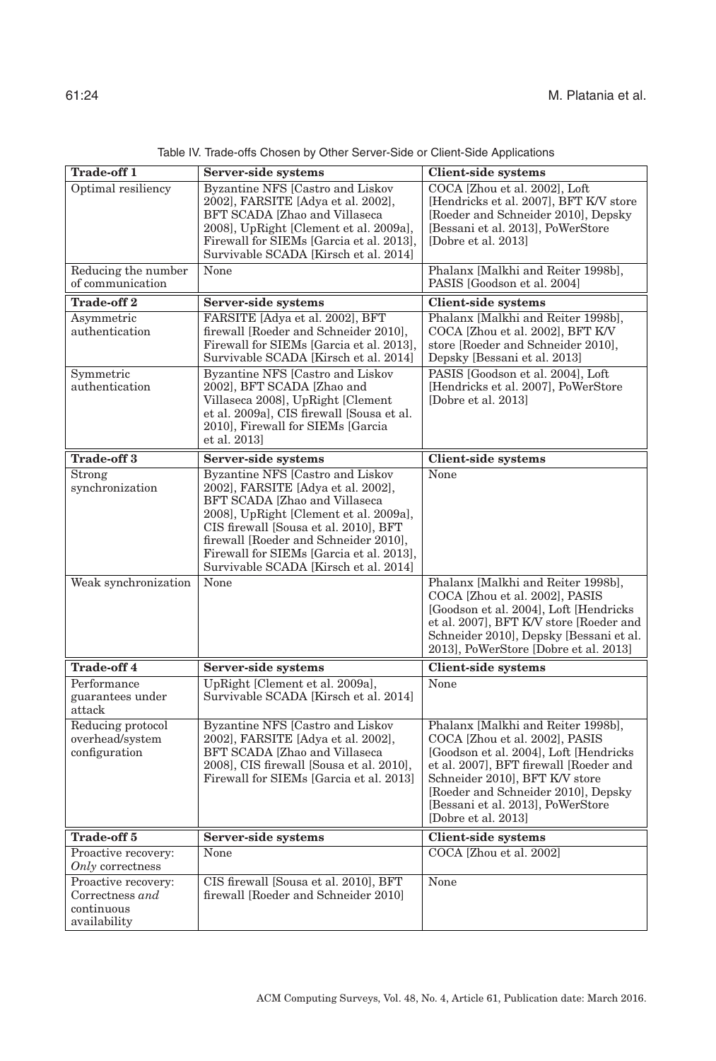Table IV. Trade-offs Chosen by Other Server-Side or Client-Side Applications

| **Trade-off 1** | **Server-side systems** | **Client-side systems** |
|---|---|---|
| Optimal resiliency | Byzantine NFS [Castro and Liskov 2002], FARSITE [Adya et al. 2002], BFT SCADA [Zhao and Villaseca 2008], UpRight [Clement et al. 2009a], Firewall for SIEMs [Garcia et al. 2013], Survivable SCADA [Kirsch et al. 2014] | COCA [Zhou et al. 2002], Loft [Hendricks et al. 2007], BFT K/V store [Roeder and Schneider 2010], Depsky [Bessani et al. 2013], PoWerStore [Dobre et al. 2013] |
| Reducing the number of communication | None | Phalanx [Malkhi and Reiter 1998b], PASIS [Goodson et al. 2004] |
| **Trade-off 2** | **Server-side systems** | **Client-side systems** |
| Asymmetric authentication | FARSITE [Adya et al. 2002], BFT firewall [Roeder and Schneider 2010], Firewall for SIEMs [Garcia et al. 2013], Survivable SCADA [Kirsch et al. 2014] | Phalanx [Malkhi and Reiter 1998b], COCA [Zhou et al. 2002], BFT K/V store [Roeder and Schneider 2010], Depsky [Bessani et al. 2013] |
| Symmetric authentication | Byzantine NFS [Castro and Liskov 2002], BFT SCADA [Zhao and Villaseca 2008], UpRight [Clement et al. 2009a], CIS firewall [Sousa et al. 2010], Firewall for SIEMs [Garcia et al. 2013] | PASIS [Goodson et al. 2004], Loft [Hendricks et al. 2007], PoWerStore [Dobre et al. 2013] |
| **Trade-off 3** | **Server-side systems** | **Client-side systems** |
| Strong synchronization | Byzantine NFS [Castro and Liskov 2002], FARSITE [Adya et al. 2002], BFT SCADA [Zhao and Villaseca 2008], UpRight [Clement et al. 2009a], CIS firewall [Sousa et al. 2010], BFT firewall [Roeder and Schneider 2010], Firewall for SIEMs [Garcia et al. 2013], Survivable SCADA [Kirsch et al. 2014] | None |
| Weak synchronization | None | Phalanx [Malkhi and Reiter 1998b], COCA [Zhou et al. 2002], PASIS [Goodson et al. 2004], Loft [Hendricks et al. 2007], BFT K/V store [Roeder and Schneider 2010], Depsky [Bessani et al. 2013], PoWerStore [Dobre et al. 2013] |
| **Trade-off 4** | **Server-side systems** | **Client-side systems** |
| Performance guarantees under attack | UpRight [Clement et al. 2009a], Survivable SCADA [Kirsch et al. 2014] | None |
| Reducing protocol overhead/system configuration | Byzantine NFS [Castro and Liskov 2002], FARSITE [Adya et al. 2002], BFT SCADA [Zhao and Villaseca 2008], CIS firewall [Sousa et al. 2010], Firewall for SIEMs [Garcia et al. 2013] | Phalanx [Malkhi and Reiter 1998b], COCA [Zhou et al. 2002], PASIS [Goodson et al. 2004], Loft [Hendricks et al. 2007], BFT firewall [Roeder and Schneider 2010], BFT K/V store [Roeder and Schneider 2010], Depsky [Bessani et al. 2013], PoWerStore [Dobre et al. 2013] |
| **Trade-off 5** | **Server-side systems** | **Client-side systems** |
| Proactive recovery: *Only* correctness | None | COCA [Zhou et al. 2002] |
| Proactive recovery: Correctness *and* continuous availability | CIS firewall [Sousa et al. 2010], BFT firewall [Roeder and Schneider 2010] | None |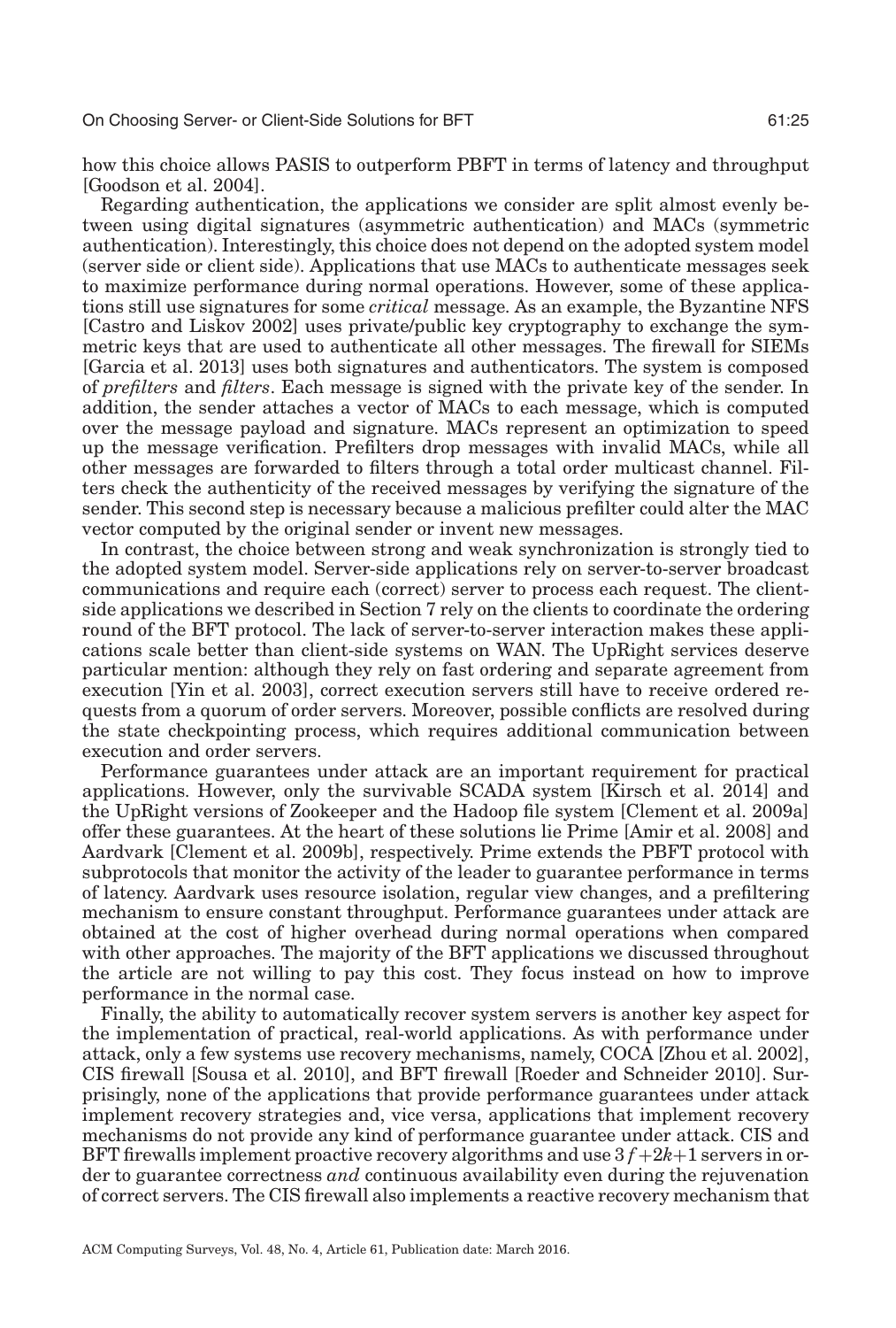how this choice allows PASIS to outperform PBFT in terms of latency and throughput [Goodson et al. 2004].

Regarding authentication, the applications we consider are split almost evenly between using digital signatures (asymmetric authentication) and MACs (symmetric authentication). Interestingly, this choice does not depend on the adopted system model (server side or client side). Applications that use MACs to authenticate messages seek to maximize performance during normal operations. However, some of these applications still use signatures for some *critical* message. As an example, the Byzantine NFS [Castro and Liskov 2002] uses private/public key cryptography to exchange the symmetric keys that are used to authenticate all other messages. The firewall for SIEMs [Garcia et al. 2013] uses both signatures and authenticators. The system is composed of *prefilters* and *filters*. Each message is signed with the private key of the sender. In addition, the sender attaches a vector of MACs to each message, which is computed over the message payload and signature. MACs represent an optimization to speed up the message verification. Prefilters drop messages with invalid MACs, while all other messages are forwarded to filters through a total order multicast channel. Filters check the authenticity of the received messages by verifying the signature of the sender. This second step is necessary because a malicious prefilter could alter the MAC vector computed by the original sender or invent new messages.

In contrast, the choice between strong and weak synchronization is strongly tied to the adopted system model. Server-side applications rely on server-to-server broadcast communications and require each (correct) server to process each request. The client-side applications we described in Section 7 rely on the clients to coordinate the ordering round of the BFT protocol. The lack of server-to-server interaction makes these applications scale better than client-side systems on WAN. The UpRight services deserve particular mention: although they rely on fast ordering and separate agreement from execution [Yin et al. 2003], correct execution servers still have to receive ordered requests from a quorum of order servers. Moreover, possible conflicts are resolved during the state checkpointing process, which requires additional communication between execution and order servers.

Performance guarantees under attack are an important requirement for practical applications. However, only the survivable SCADA system [Kirsch et al. 2014] and the UpRight versions of Zookeeper and the Hadoop file system [Clement et al. 2009a] offer these guarantees. At the heart of these solutions lie Prime [Amir et al. 2008] and Aardvark [Clement et al. 2009b], respectively. Prime extends the PBFT protocol with subprotocols that monitor the activity of the leader to guarantee performance in terms of latency. Aardvark uses resource isolation, regular view changes, and a prefiltering mechanism to ensure constant throughput. Performance guarantees under attack are obtained at the cost of higher overhead during normal operations when compared with other approaches. The majority of the BFT applications we discussed throughout the article are not willing to pay this cost. They focus instead on how to improve performance in the normal case.

Finally, the ability to automatically recover system servers is another key aspect for the implementation of practical, real-world applications. As with performance under attack, only a few systems use recovery mechanisms, namely, COCA [Zhou et al. 2002], CIS firewall [Sousa et al. 2010], and BFT firewall [Roeder and Schneider 2010]. Surprisingly, none of the applications that provide performance guarantees under attack implement recovery strategies and, vice versa, applications that implement recovery mechanisms do not provide any kind of performance guarantee under attack. CIS and BFT firewalls implement proactive recovery algorithms and use $3f+2k+1$ servers in order to guarantee correctness *and* continuous availability even during the rejuvenation of correct servers. The CIS firewall also implements a reactive recovery mechanism that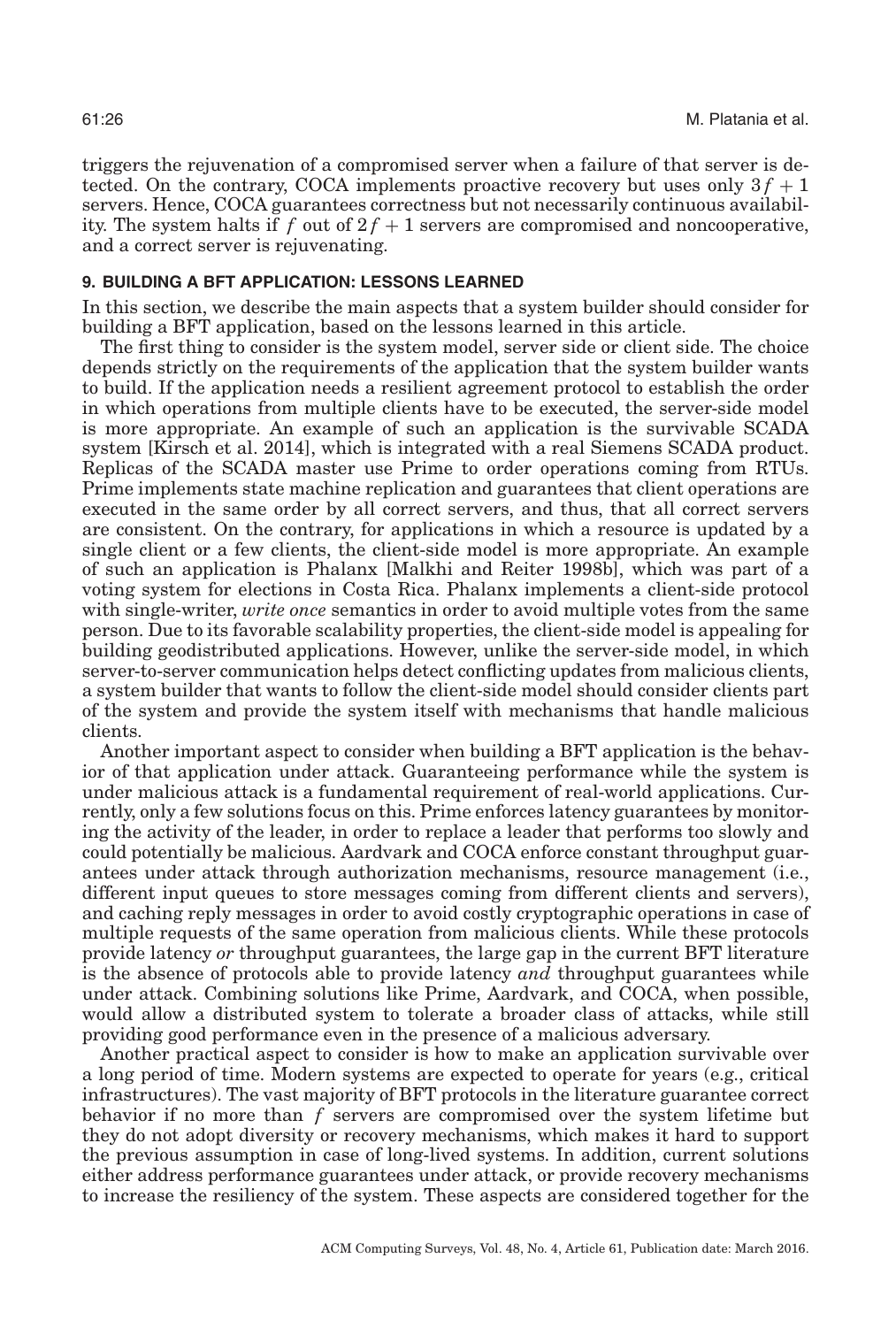triggers the rejuvenation of a compromised server when a failure of that server is detected. On the contrary, COCA implements proactive recovery but uses only $3f + 1$ servers. Hence, COCA guarantees correctness but not necessarily continuous availability. The system halts if $f$ out of $2f + 1$ servers are compromised and noncooperative, and a correct server is rejuvenating.

## 9. BUILDING A BFT APPLICATION: LESSONS LEARNED

In this section, we describe the main aspects that a system builder should consider for building a BFT application, based on the lessons learned in this article.

The first thing to consider is the system model, server side or client side. The choice depends strictly on the requirements of the application that the system builder wants to build. If the application needs a resilient agreement protocol to establish the order in which operations from multiple clients have to be executed, the server-side model is more appropriate. An example of such an application is the survivable SCADA system [Kirsch et al. 2014], which is integrated with a real Siemens SCADA product. Replicas of the SCADA master use Prime to order operations coming from RTUs. Prime implements state machine replication and guarantees that client operations are executed in the same order by all correct servers, and thus, that all correct servers are consistent. On the contrary, for applications in which a resource is updated by a single client or a few clients, the client-side model is more appropriate. An example of such an application is Phalanx [Malkhi and Reiter 1998b], which was part of a voting system for elections in Costa Rica. Phalanx implements a client-side protocol with single-writer, *write once* semantics in order to avoid multiple votes from the same person. Due to its favorable scalability properties, the client-side model is appealing for building geodistributed applications. However, unlike the server-side model, in which server-to-server communication helps detect conflicting updates from malicious clients, a system builder that wants to follow the client-side model should consider clients part of the system and provide the system itself with mechanisms that handle malicious clients.

Another important aspect to consider when building a BFT application is the behavior of that application under attack. Guaranteeing performance while the system is under malicious attack is a fundamental requirement of real-world applications. Currently, only a few solutions focus on this. Prime enforces latency guarantees by monitoring the activity of the leader, in order to replace a leader that performs too slowly and could potentially be malicious. Aardvark and COCA enforce constant throughput guarantees under attack through authorization mechanisms, resource management (i.e., different input queues to store messages coming from different clients and servers), and caching reply messages in order to avoid costly cryptographic operations in case of multiple requests of the same operation from malicious clients. While these protocols provide latency *or* throughput guarantees, the large gap in the current BFT literature is the absence of protocols able to provide latency *and* throughput guarantees while under attack. Combining solutions like Prime, Aardvark, and COCA, when possible, would allow a distributed system to tolerate a broader class of attacks, while still providing good performance even in the presence of a malicious adversary.

Another practical aspect to consider is how to make an application survivable over a long period of time. Modern systems are expected to operate for years (e.g., critical infrastructures). The vast majority of BFT protocols in the literature guarantee correct behavior if no more than $f$ servers are compromised over the system lifetime but they do not adopt diversity or recovery mechanisms, which makes it hard to support the previous assumption in case of long-lived systems. In addition, current solutions either address performance guarantees under attack, or provide recovery mechanisms to increase the resiliency of the system. These aspects are considered together for the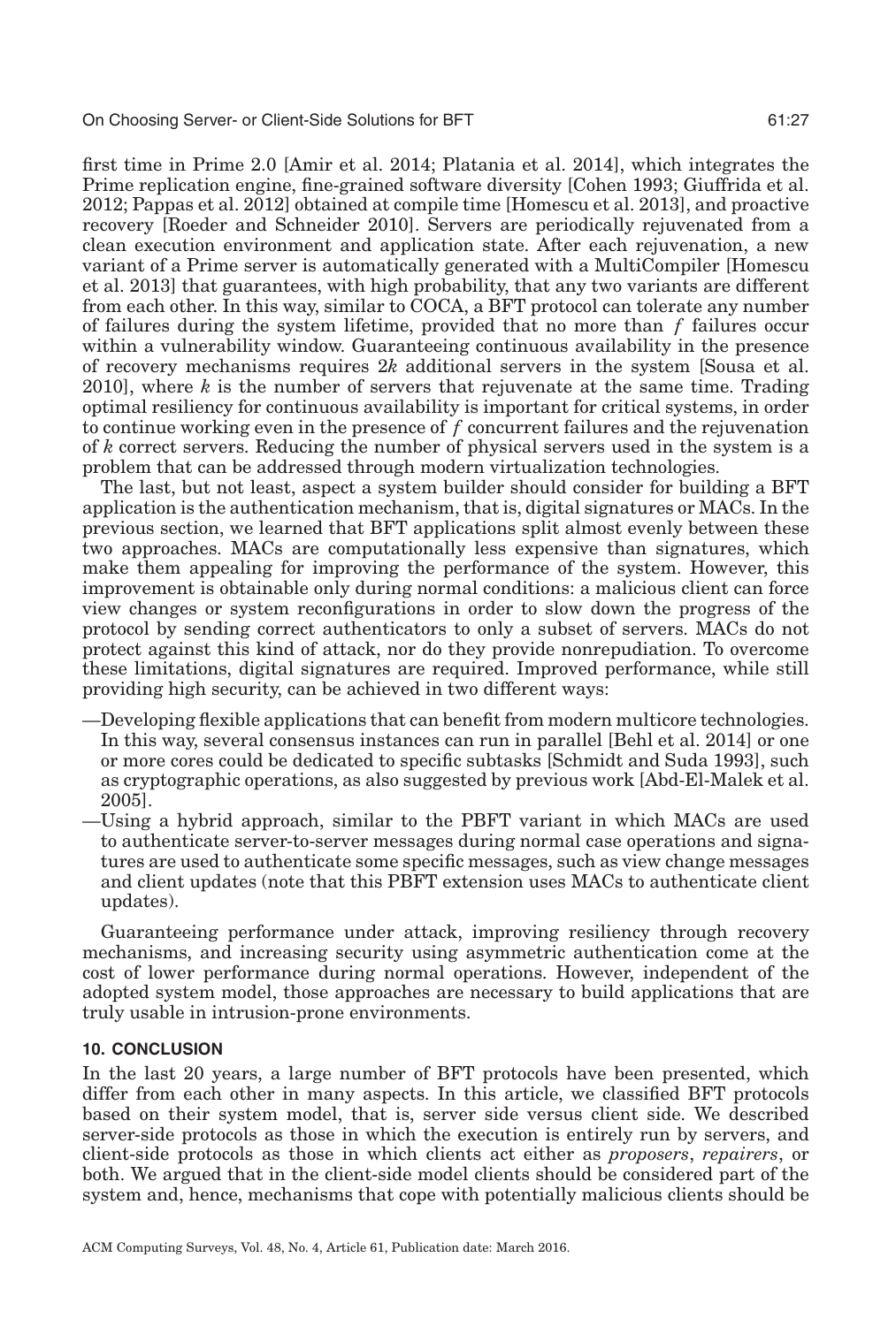first time in Prime 2.0 [Amir et al. 2014; Platania et al. 2014], which integrates the Prime replication engine, fine-grained software diversity [Cohen 1993; Giuffrida et al. 2012; Pappas et al. 2012] obtained at compile time [Homescu et al. 2013], and proactive recovery [Roeder and Schneider 2010]. Servers are periodically rejuvenated from a clean execution environment and application state. After each rejuvenation, a new variant of a Prime server is automatically generated with a MultiCompiler [Homescu et al. 2013] that guarantees, with high probability, that any two variants are different from each other. In this way, similar to COCA, a BFT protocol can tolerate any number of failures during the system lifetime, provided that no more than $f$ failures occur within a vulnerability window. Guaranteeing continuous availability in the presence of recovery mechanisms requires $2k$ additional servers in the system [Sousa et al. 2010], where $k$ is the number of servers that rejuvenate at the same time. Trading optimal resiliency for continuous availability is important for critical systems, in order to continue working even in the presence of $f$ concurrent failures and the rejuvenation of $k$ correct servers. Reducing the number of physical servers used in the system is a problem that can be addressed through modern virtualization technologies.

The last, but not least, aspect a system builder should consider for building a BFT application is the authentication mechanism, that is, digital signatures or MACs. In the previous section, we learned that BFT applications split almost evenly between these two approaches. MACs are computationally less expensive than signatures, which make them appealing for improving the performance of the system. However, this improvement is obtainable only during normal conditions: a malicious client can force view changes or system reconfigurations in order to slow down the progress of the protocol by sending correct authenticators to only a subset of servers. MACs do not protect against this kind of attack, nor do they provide nonrepudiation. To overcome these limitations, digital signatures are required. Improved performance, while still providing high security, can be achieved in two different ways:

—Developing flexible applications that can benefit from modern multicore technologies. In this way, several consensus instances can run in parallel [Behl et al. 2014] or one or more cores could be dedicated to specific subtasks [Schmidt and Suda 1993], such as cryptographic operations, as also suggested by previous work [Abd-El-Malek et al. 2005].

—Using a hybrid approach, similar to the PBFT variant in which MACs are used to authenticate server-to-server messages during normal case operations and signatures are used to authenticate some specific messages, such as view change messages and client updates (note that this PBFT extension uses MACs to authenticate client updates).

Guaranteeing performance under attack, improving resiliency through recovery mechanisms, and increasing security using asymmetric authentication come at the cost of lower performance during normal operations. However, independent of the adopted system model, those approaches are necessary to build applications that are truly usable in intrusion-prone environments.

## 10. CONCLUSION

In the last 20 years, a large number of BFT protocols have been presented, which differ from each other in many aspects. In this article, we classified BFT protocols based on their system model, that is, server side versus client side. We described server-side protocols as those in which the execution is entirely run by servers, and client-side protocols as those in which clients act either as *proposers*, *repairers*, or both. We argued that in the client-side model clients should be considered part of the system and, hence, mechanisms that cope with potentially malicious clients should be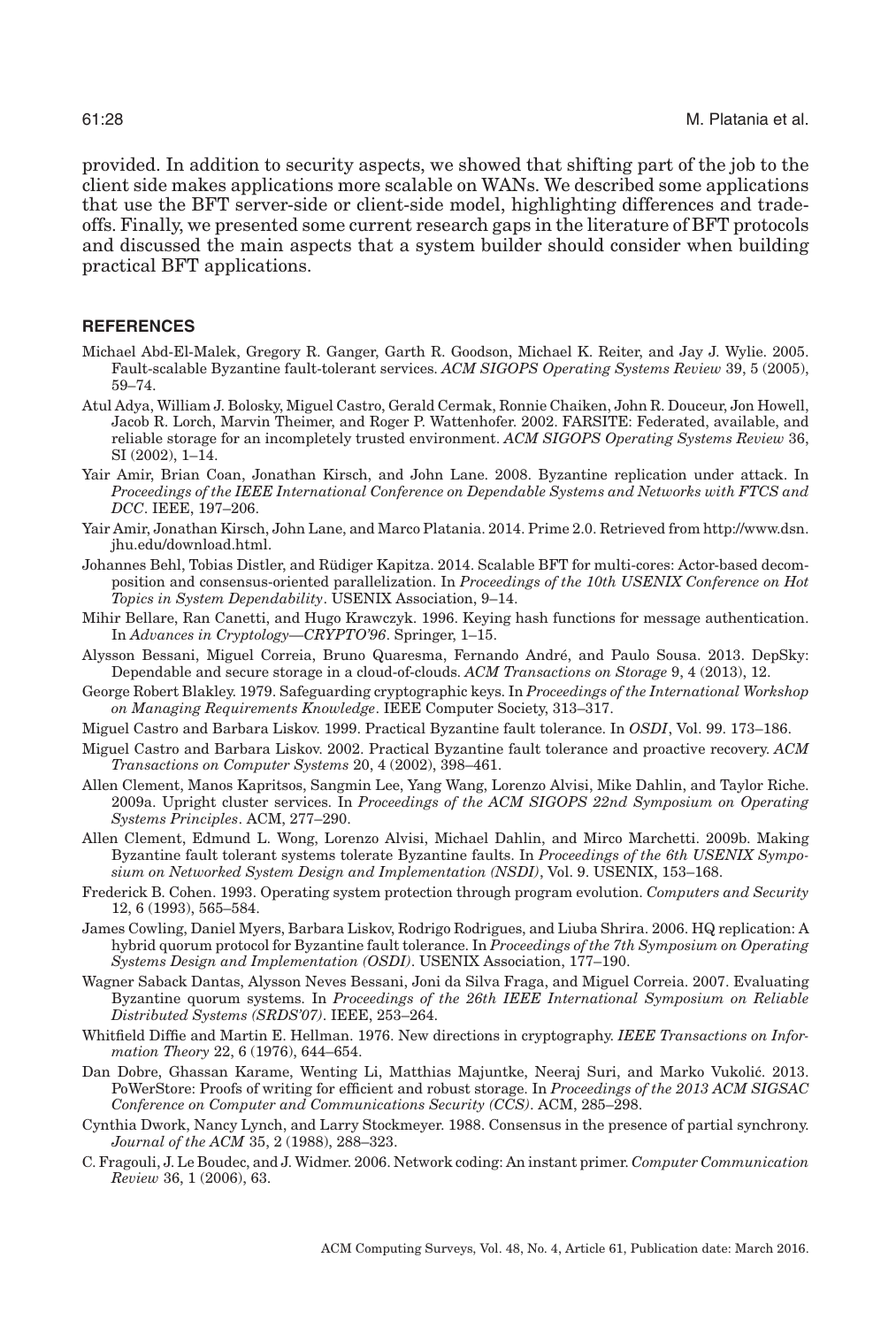provided. In addition to security aspects, we showed that shifting part of the job to the client side makes applications more scalable on WANs. We described some applications that use the BFT server-side or client-side model, highlighting differences and tradeoffs. Finally, we presented some current research gaps in the literature of BFT protocols and discussed the main aspects that a system builder should consider when building practical BFT applications.

## REFERENCES

Michael Abd-El-Malek, Gregory R. Ganger, Garth R. Goodson, Michael K. Reiter, and Jay J. Wylie. 2005. Fault-scalable Byzantine fault-tolerant services. *ACM SIGOPS Operating Systems Review* 39, 5 (2005), 59–74.

Atul Adya, William J. Bolosky, Miguel Castro, Gerald Cermak, Ronnie Chaiken, John R. Douceur, Jon Howell, Jacob R. Lorch, Marvin Theimer, and Roger P. Wattenhofer. 2002. FARSITE: Federated, available, and reliable storage for an incompletely trusted environment. *ACM SIGOPS Operating Systems Review* 36, SI (2002), 1–14.

Yair Amir, Brian Coan, Jonathan Kirsch, and John Lane. 2008. Byzantine replication under attack. In *Proceedings of the IEEE International Conference on Dependable Systems and Networks with FTCS and DCC*. IEEE, 197–206.

Yair Amir, Jonathan Kirsch, John Lane, and Marco Platania. 2014. Prime 2.0. Retrieved from http://www.dsn.jhu.edu/download.html.

Johannes Behl, Tobias Distler, and Rüdiger Kapitza. 2014. Scalable BFT for multi-cores: Actor-based decomposition and consensus-oriented parallelization. In *Proceedings of the 10th USENIX Conference on Hot Topics in System Dependability*. USENIX Association, 9–14.

Mihir Bellare, Ran Canetti, and Hugo Krawczyk. 1996. Keying hash functions for message authentication. In *Advances in Cryptology—CRYPTO'96*. Springer, 1–15.

Alysson Bessani, Miguel Correia, Bruno Quaresma, Fernando André, and Paulo Sousa. 2013. DepSky: Dependable and secure storage in a cloud-of-clouds. *ACM Transactions on Storage* 9, 4 (2013), 12.

George Robert Blakley. 1979. Safeguarding cryptographic keys. In *Proceedings of the International Workshop on Managing Requirements Knowledge*. IEEE Computer Society, 313–317.

Miguel Castro and Barbara Liskov. 1999. Practical Byzantine fault tolerance. In *OSDI*, Vol. 99. 173–186.

Miguel Castro and Barbara Liskov. 2002. Practical Byzantine fault tolerance and proactive recovery. *ACM Transactions on Computer Systems* 20, 4 (2002), 398–461.

Allen Clement, Manos Kapritsos, Sangmin Lee, Yang Wang, Lorenzo Alvisi, Mike Dahlin, and Taylor Riche. 2009a. Upright cluster services. In *Proceedings of the ACM SIGOPS 22nd Symposium on Operating Systems Principles*. ACM, 277–290.

Allen Clement, Edmund L. Wong, Lorenzo Alvisi, Michael Dahlin, and Mirco Marchetti. 2009b. Making Byzantine fault tolerant systems tolerate Byzantine faults. In *Proceedings of the 6th USENIX Symposium on Networked System Design and Implementation (NSDI)*, Vol. 9. USENIX, 153–168.

Frederick B. Cohen. 1993. Operating system protection through program evolution. *Computers and Security* 12, 6 (1993), 565–584.

James Cowling, Daniel Myers, Barbara Liskov, Rodrigo Rodrigues, and Liuba Shrira. 2006. HQ replication: A hybrid quorum protocol for Byzantine fault tolerance. In *Proceedings of the 7th Symposium on Operating Systems Design and Implementation (OSDI)*. USENIX Association, 177–190.

Wagner Saback Dantas, Alysson Neves Bessani, Joni da Silva Fraga, and Miguel Correia. 2007. Evaluating Byzantine quorum systems. In *Proceedings of the 26th IEEE International Symposium on Reliable Distributed Systems (SRDS'07)*. IEEE, 253–264.

Whitfield Diffie and Martin E. Hellman. 1976. New directions in cryptography. *IEEE Transactions on Information Theory* 22, 6 (1976), 644–654.

Dan Dobre, Ghassan Karame, Wenting Li, Matthias Majuntke, Neeraj Suri, and Marko Vukolić. 2013. PoWerStore: Proofs of writing for efficient and robust storage. In *Proceedings of the 2013 ACM SIGSAC Conference on Computer and Communications Security (CCS)*. ACM, 285–298.

Cynthia Dwork, Nancy Lynch, and Larry Stockmeyer. 1988. Consensus in the presence of partial synchrony. *Journal of the ACM* 35, 2 (1988), 288–323.

C. Fragouli, J. Le Boudec, and J. Widmer. 2006. Network coding: An instant primer. *Computer Communication Review* 36, 1 (2006), 63.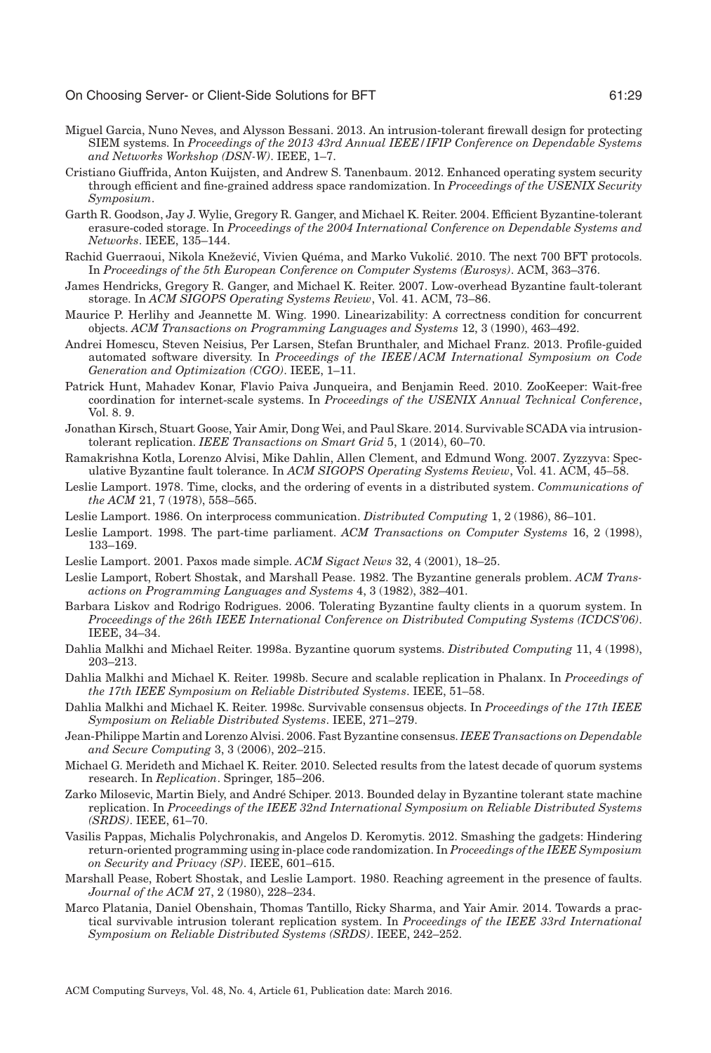Miguel Garcia, Nuno Neves, and Alysson Bessani. 2013. An intrusion-tolerant firewall design for protecting SIEM systems. In *Proceedings of the 2013 43rd Annual IEEE/IFIP Conference on Dependable Systems and Networks Workshop (DSN-W)*. IEEE, 1–7.

Cristiano Giuffrida, Anton Kuijsten, and Andrew S. Tanenbaum. 2012. Enhanced operating system security through efficient and fine-grained address space randomization. In *Proceedings of the USENIX Security Symposium*.

Garth R. Goodson, Jay J. Wylie, Gregory R. Ganger, and Michael K. Reiter. 2004. Efficient Byzantine-tolerant erasure-coded storage. In *Proceedings of the 2004 International Conference on Dependable Systems and Networks*. IEEE, 135–144.

Rachid Guerraoui, Nikola Knežević, Vivien Quéma, and Marko Vukolić. 2010. The next 700 BFT protocols. In *Proceedings of the 5th European Conference on Computer Systems (Eurosys)*. ACM, 363–376.

James Hendricks, Gregory R. Ganger, and Michael K. Reiter. 2007. Low-overhead Byzantine fault-tolerant storage. In *ACM SIGOPS Operating Systems Review*, Vol. 41. ACM, 73–86.

Maurice P. Herlihy and Jeannette M. Wing. 1990. Linearizability: A correctness condition for concurrent objects. *ACM Transactions on Programming Languages and Systems* 12, 3 (1990), 463–492.

Andrei Homescu, Steven Neisius, Per Larsen, Stefan Brunthaler, and Michael Franz. 2013. Profile-guided automated software diversity. In *Proceedings of the IEEE/ACM International Symposium on Code Generation and Optimization (CGO)*. IEEE, 1–11.

Patrick Hunt, Mahadev Konar, Flavio Paiva Junqueira, and Benjamin Reed. 2010. ZooKeeper: Wait-free coordination for internet-scale systems. In *Proceedings of the USENIX Annual Technical Conference*, Vol. 8. 9.

Jonathan Kirsch, Stuart Goose, Yair Amir, Dong Wei, and Paul Skare. 2014. Survivable SCADA via intrusion-tolerant replication. *IEEE Transactions on Smart Grid* 5, 1 (2014), 60–70.

Ramakrishna Kotla, Lorenzo Alvisi, Mike Dahlin, Allen Clement, and Edmund Wong. 2007. Zyzzyva: Speculative Byzantine fault tolerance. In *ACM SIGOPS Operating Systems Review*, Vol. 41. ACM, 45–58.

Leslie Lamport. 1978. Time, clocks, and the ordering of events in a distributed system. *Communications of the ACM* 21, 7 (1978), 558–565.

Leslie Lamport. 1986. On interprocess communication. *Distributed Computing* 1, 2 (1986), 86–101.

Leslie Lamport. 1998. The part-time parliament. *ACM Transactions on Computer Systems* 16, 2 (1998), 133–169.

Leslie Lamport. 2001. Paxos made simple. *ACM Sigact News* 32, 4 (2001), 18–25.

Leslie Lamport, Robert Shostak, and Marshall Pease. 1982. The Byzantine generals problem. *ACM Transactions on Programming Languages and Systems* 4, 3 (1982), 382–401.

Barbara Liskov and Rodrigo Rodrigues. 2006. Tolerating Byzantine faulty clients in a quorum system. In *Proceedings of the 26th IEEE International Conference on Distributed Computing Systems (ICDCS'06)*. IEEE, 34–34.

Dahlia Malkhi and Michael Reiter. 1998a. Byzantine quorum systems. *Distributed Computing* 11, 4 (1998), 203–213.

Dahlia Malkhi and Michael K. Reiter. 1998b. Secure and scalable replication in Phalanx. In *Proceedings of the 17th IEEE Symposium on Reliable Distributed Systems*. IEEE, 51–58.

Dahlia Malkhi and Michael K. Reiter. 1998c. Survivable consensus objects. In *Proceedings of the 17th IEEE Symposium on Reliable Distributed Systems*. IEEE, 271–279.

Jean-Philippe Martin and Lorenzo Alvisi. 2006. Fast Byzantine consensus. *IEEE Transactions on Dependable and Secure Computing* 3, 3 (2006), 202–215.

Michael G. Merideth and Michael K. Reiter. 2010. Selected results from the latest decade of quorum systems research. In *Replication*. Springer, 185–206.

Zarko Milosevic, Martin Biely, and André Schiper. 2013. Bounded delay in Byzantine tolerant state machine replication. In *Proceedings of the IEEE 32nd International Symposium on Reliable Distributed Systems (SRDS)*. IEEE, 61–70.

Vasilis Pappas, Michalis Polychronakis, and Angelos D. Keromytis. 2012. Smashing the gadgets: Hindering return-oriented programming using in-place code randomization. In *Proceedings of the IEEE Symposium on Security and Privacy (SP)*. IEEE, 601–615.

Marshall Pease, Robert Shostak, and Leslie Lamport. 1980. Reaching agreement in the presence of faults. *Journal of the ACM* 27, 2 (1980), 228–234.

Marco Platania, Daniel Obenshain, Thomas Tantillo, Ricky Sharma, and Yair Amir. 2014. Towards a practical survivable intrusion tolerant replication system. In *Proceedings of the IEEE 33rd International Symposium on Reliable Distributed Systems (SRDS)*. IEEE, 242–252.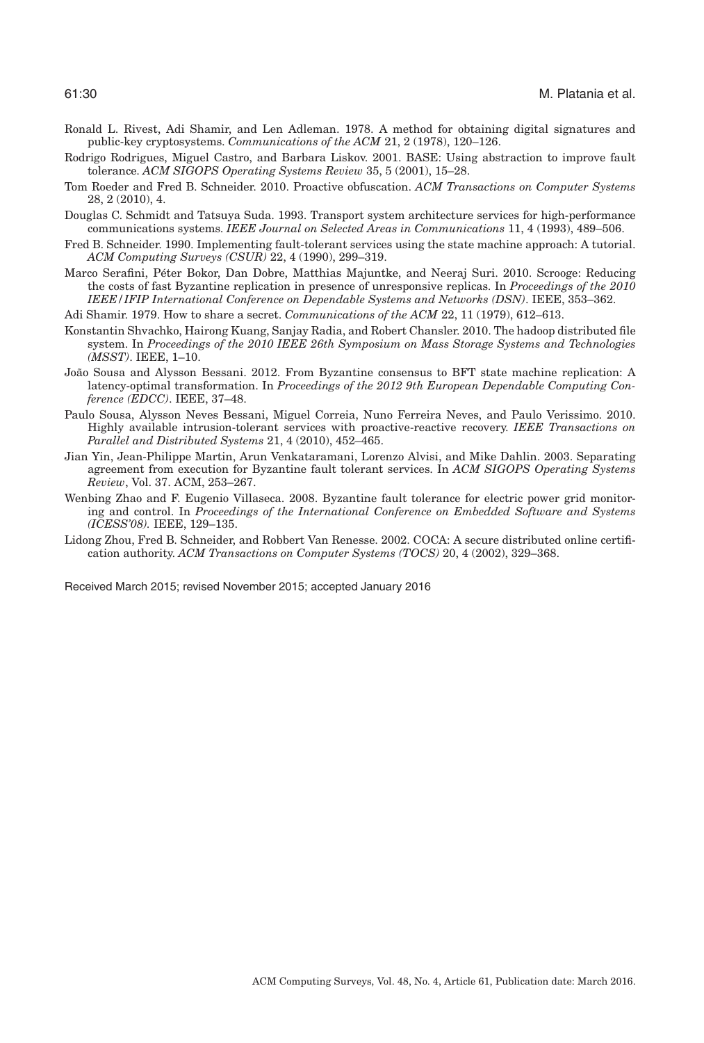Ronald L. Rivest, Adi Shamir, and Len Adleman. 1978. A method for obtaining digital signatures and public-key cryptosystems. *Communications of the ACM* 21, 2 (1978), 120–126.

Rodrigo Rodrigues, Miguel Castro, and Barbara Liskov. 2001. BASE: Using abstraction to improve fault tolerance. *ACM SIGOPS Operating Systems Review* 35, 5 (2001), 15–28.

Tom Roeder and Fred B. Schneider. 2010. Proactive obfuscation. *ACM Transactions on Computer Systems* 28, 2 (2010), 4.

Douglas C. Schmidt and Tatsuya Suda. 1993. Transport system architecture services for high-performance communications systems. *IEEE Journal on Selected Areas in Communications* 11, 4 (1993), 489–506.

Fred B. Schneider. 1990. Implementing fault-tolerant services using the state machine approach: A tutorial. *ACM Computing Surveys (CSUR)* 22, 4 (1990), 299–319.

Marco Serafini, Péter Bokor, Dan Dobre, Matthias Majuntke, and Neeraj Suri. 2010. Scrooge: Reducing the costs of fast Byzantine replication in presence of unresponsive replicas. In *Proceedings of the 2010 IEEE/IFIP International Conference on Dependable Systems and Networks (DSN)*. IEEE, 353–362.

Adi Shamir. 1979. How to share a secret. *Communications of the ACM* 22, 11 (1979), 612–613.

Konstantin Shvachko, Hairong Kuang, Sanjay Radia, and Robert Chansler. 2010. The hadoop distributed file system. In *Proceedings of the 2010 IEEE 26th Symposium on Mass Storage Systems and Technologies (MSST)*. IEEE, 1–10.

João Sousa and Alysson Bessani. 2012. From Byzantine consensus to BFT state machine replication: A latency-optimal transformation. In *Proceedings of the 2012 9th European Dependable Computing Conference (EDCC)*. IEEE, 37–48.

Paulo Sousa, Alysson Neves Bessani, Miguel Correia, Nuno Ferreira Neves, and Paulo Verissimo. 2010. Highly available intrusion-tolerant services with proactive-reactive recovery. *IEEE Transactions on Parallel and Distributed Systems* 21, 4 (2010), 452–465.

Jian Yin, Jean-Philippe Martin, Arun Venkataramani, Lorenzo Alvisi, and Mike Dahlin. 2003. Separating agreement from execution for Byzantine fault tolerant services. In *ACM SIGOPS Operating Systems Review*, Vol. 37. ACM, 253–267.

Wenbing Zhao and F. Eugenio Villaseca. 2008. Byzantine fault tolerance for electric power grid monitoring and control. In *Proceedings of the International Conference on Embedded Software and Systems (ICESS'08)*. IEEE, 129–135.

Lidong Zhou, Fred B. Schneider, and Robbert Van Renesse. 2002. COCA: A secure distributed online certification authority. *ACM Transactions on Computer Systems (TOCS)* 20, 4 (2002), 329–368.

Received March 2015; revised November 2015; accepted January 2016